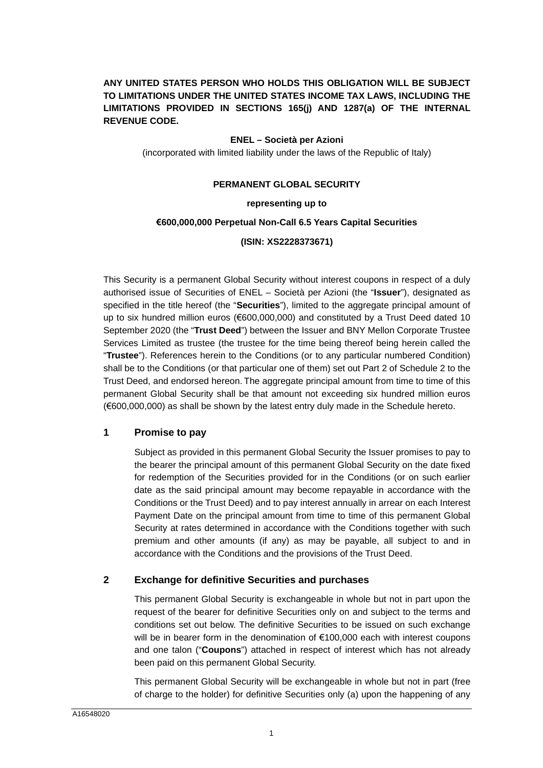**ANY UNITED STATES PERSON WHO HOLDS THIS OBLIGATION WILL BE SUBJECT TO LIMITATIONS UNDER THE UNITED STATES INCOME TAX LAWS, INCLUDING THE LIMITATIONS PROVIDED IN SECTIONS 165(j) AND 1287(a) OF THE INTERNAL REVENUE CODE.**

**ENEL – Società per Azioni**

(incorporated with limited liability under the laws of the Republic of Italy)

**PERMANENT GLOBAL SECURITY**

**representing up to**

**€600,000,000 Perpetual Non-Call 6.5 Years Capital Securities**

**(ISIN: XS2228373671)**

This Security is a permanent Global Security without interest coupons in respect of a duly authorised issue of Securities of ENEL – Società per Azioni (the "**Issuer**"), designated as specified in the title hereof (the "**Securities**"), limited to the aggregate principal amount of up to six hundred million euros (€600,000,000) and constituted by a Trust Deed dated 10 September 2020 (the "**Trust Deed**") between the Issuer and BNY Mellon Corporate Trustee Services Limited as trustee (the trustee for the time being thereof being herein called the "**Trustee**"). References herein to the Conditions (or to any particular numbered Condition) shall be to the Conditions (or that particular one of them) set out Part 2 of Schedule 2 to the Trust Deed, and endorsed hereon. The aggregate principal amount from time to time of this permanent Global Security shall be that amount not exceeding six hundred million euros (€600,000,000) as shall be shown by the latest entry duly made in the Schedule hereto.

## 1 Promise to pay

Subject as provided in this permanent Global Security the Issuer promises to pay to the bearer the principal amount of this permanent Global Security on the date fixed for redemption of the Securities provided for in the Conditions (or on such earlier date as the said principal amount may become repayable in accordance with the Conditions or the Trust Deed) and to pay interest annually in arrear on each Interest Payment Date on the principal amount from time to time of this permanent Global Security at rates determined in accordance with the Conditions together with such premium and other amounts (if any) as may be payable, all subject to and in accordance with the Conditions and the provisions of the Trust Deed.

## 2 Exchange for definitive Securities and purchases

This permanent Global Security is exchangeable in whole but not in part upon the request of the bearer for definitive Securities only on and subject to the terms and conditions set out below. The definitive Securities to be issued on such exchange will be in bearer form in the denomination of €100,000 each with interest coupons and one talon ("**Coupons**") attached in respect of interest which has not already been paid on this permanent Global Security.

This permanent Global Security will be exchangeable in whole but not in part (free of charge to the holder) for definitive Securities only (a) upon the happening of any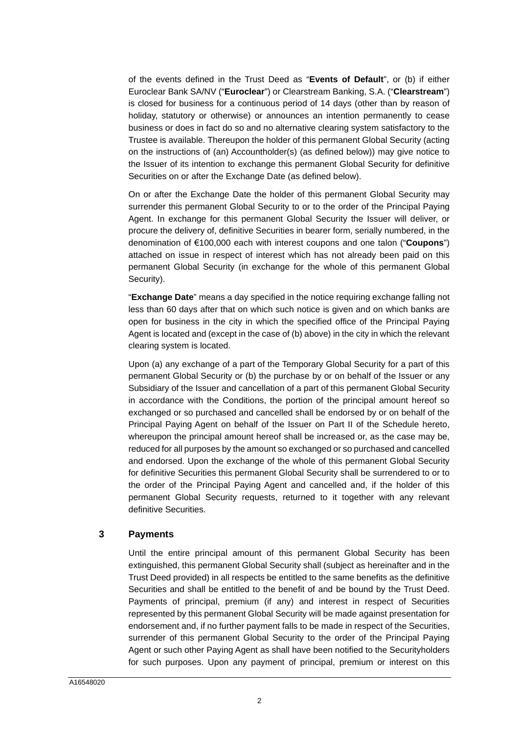of the events defined in the Trust Deed as "**Events of Default**", or (b) if either Euroclear Bank SA/NV ("**Euroclear**") or Clearstream Banking, S.A. ("**Clearstream**") is closed for business for a continuous period of 14 days (other than by reason of holiday, statutory or otherwise) or announces an intention permanently to cease business or does in fact do so and no alternative clearing system satisfactory to the Trustee is available. Thereupon the holder of this permanent Global Security (acting on the instructions of (an) Accountholder(s) (as defined below)) may give notice to the Issuer of its intention to exchange this permanent Global Security for definitive Securities on or after the Exchange Date (as defined below).

On or after the Exchange Date the holder of this permanent Global Security may surrender this permanent Global Security to or to the order of the Principal Paying Agent. In exchange for this permanent Global Security the Issuer will deliver, or procure the delivery of, definitive Securities in bearer form, serially numbered, in the denomination of €100,000 each with interest coupons and one talon ("**Coupons**") attached on issue in respect of interest which has not already been paid on this permanent Global Security (in exchange for the whole of this permanent Global Security).

"**Exchange Date**" means a day specified in the notice requiring exchange falling not less than 60 days after that on which such notice is given and on which banks are open for business in the city in which the specified office of the Principal Paying Agent is located and (except in the case of (b) above) in the city in which the relevant clearing system is located.

Upon (a) any exchange of a part of the Temporary Global Security for a part of this permanent Global Security or (b) the purchase by or on behalf of the Issuer or any Subsidiary of the Issuer and cancellation of a part of this permanent Global Security in accordance with the Conditions, the portion of the principal amount hereof so exchanged or so purchased and cancelled shall be endorsed by or on behalf of the Principal Paying Agent on behalf of the Issuer on Part II of the Schedule hereto, whereupon the principal amount hereof shall be increased or, as the case may be, reduced for all purposes by the amount so exchanged or so purchased and cancelled and endorsed. Upon the exchange of the whole of this permanent Global Security for definitive Securities this permanent Global Security shall be surrendered to or to the order of the Principal Paying Agent and cancelled and, if the holder of this permanent Global Security requests, returned to it together with any relevant definitive Securities.

## 3 Payments

Until the entire principal amount of this permanent Global Security has been extinguished, this permanent Global Security shall (subject as hereinafter and in the Trust Deed provided) in all respects be entitled to the same benefits as the definitive Securities and shall be entitled to the benefit of and be bound by the Trust Deed. Payments of principal, premium (if any) and interest in respect of Securities represented by this permanent Global Security will be made against presentation for endorsement and, if no further payment falls to be made in respect of the Securities, surrender of this permanent Global Security to the order of the Principal Paying Agent or such other Paying Agent as shall have been notified to the Securityholders for such purposes. Upon any payment of principal, premium or interest on this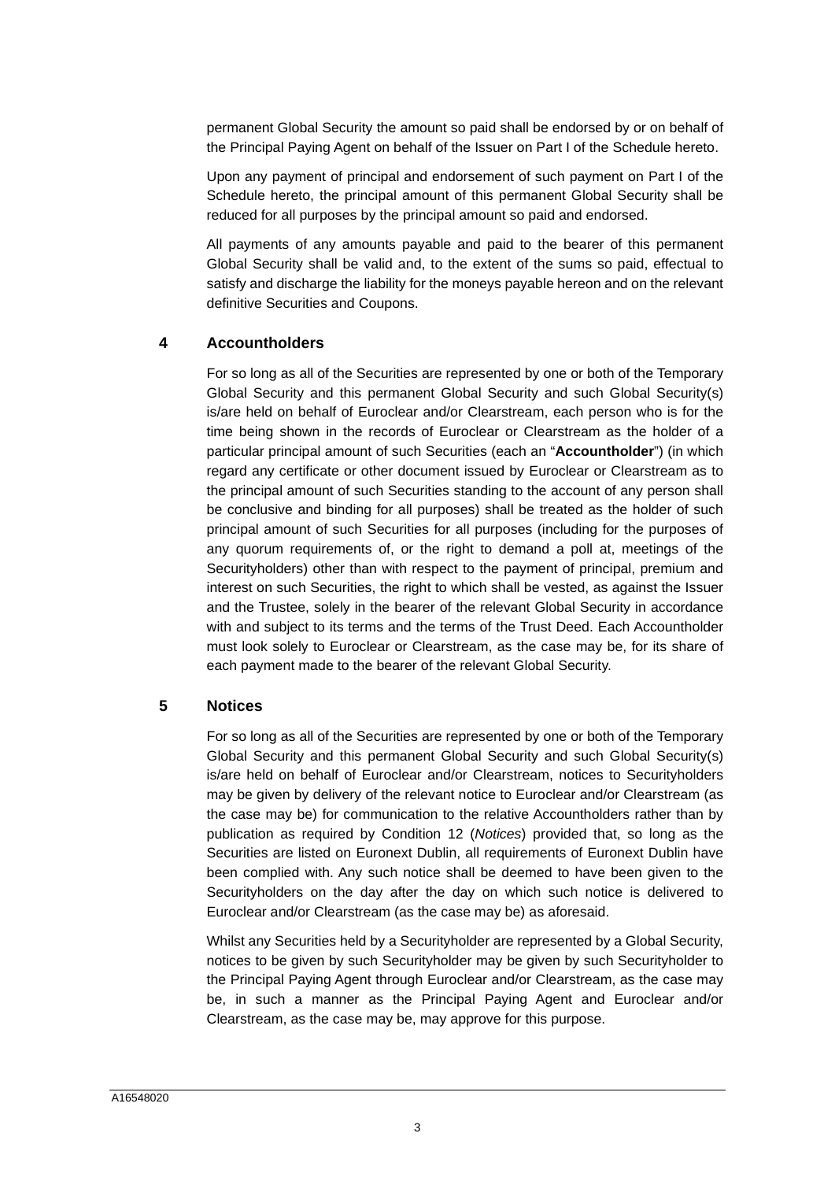permanent Global Security the amount so paid shall be endorsed by or on behalf of the Principal Paying Agent on behalf of the Issuer on Part I of the Schedule hereto.

Upon any payment of principal and endorsement of such payment on Part I of the Schedule hereto, the principal amount of this permanent Global Security shall be reduced for all purposes by the principal amount so paid and endorsed.

All payments of any amounts payable and paid to the bearer of this permanent Global Security shall be valid and, to the extent of the sums so paid, effectual to satisfy and discharge the liability for the moneys payable hereon and on the relevant definitive Securities and Coupons.

## 4 Accountholders

For so long as all of the Securities are represented by one or both of the Temporary Global Security and this permanent Global Security and such Global Security(s) is/are held on behalf of Euroclear and/or Clearstream, each person who is for the time being shown in the records of Euroclear or Clearstream as the holder of a particular principal amount of such Securities (each an "**Accountholder**") (in which regard any certificate or other document issued by Euroclear or Clearstream as to the principal amount of such Securities standing to the account of any person shall be conclusive and binding for all purposes) shall be treated as the holder of such principal amount of such Securities for all purposes (including for the purposes of any quorum requirements of, or the right to demand a poll at, meetings of the Securityholders) other than with respect to the payment of principal, premium and interest on such Securities, the right to which shall be vested, as against the Issuer and the Trustee, solely in the bearer of the relevant Global Security in accordance with and subject to its terms and the terms of the Trust Deed. Each Accountholder must look solely to Euroclear or Clearstream, as the case may be, for its share of each payment made to the bearer of the relevant Global Security.

## 5 Notices

For so long as all of the Securities are represented by one or both of the Temporary Global Security and this permanent Global Security and such Global Security(s) is/are held on behalf of Euroclear and/or Clearstream, notices to Securityholders may be given by delivery of the relevant notice to Euroclear and/or Clearstream (as the case may be) for communication to the relative Accountholders rather than by publication as required by Condition 12 (*Notices*) provided that, so long as the Securities are listed on Euronext Dublin, all requirements of Euronext Dublin have been complied with. Any such notice shall be deemed to have been given to the Securityholders on the day after the day on which such notice is delivered to Euroclear and/or Clearstream (as the case may be) as aforesaid.

Whilst any Securities held by a Securityholder are represented by a Global Security, notices to be given by such Securityholder may be given by such Securityholder to the Principal Paying Agent through Euroclear and/or Clearstream, as the case may be, in such a manner as the Principal Paying Agent and Euroclear and/or Clearstream, as the case may be, may approve for this purpose.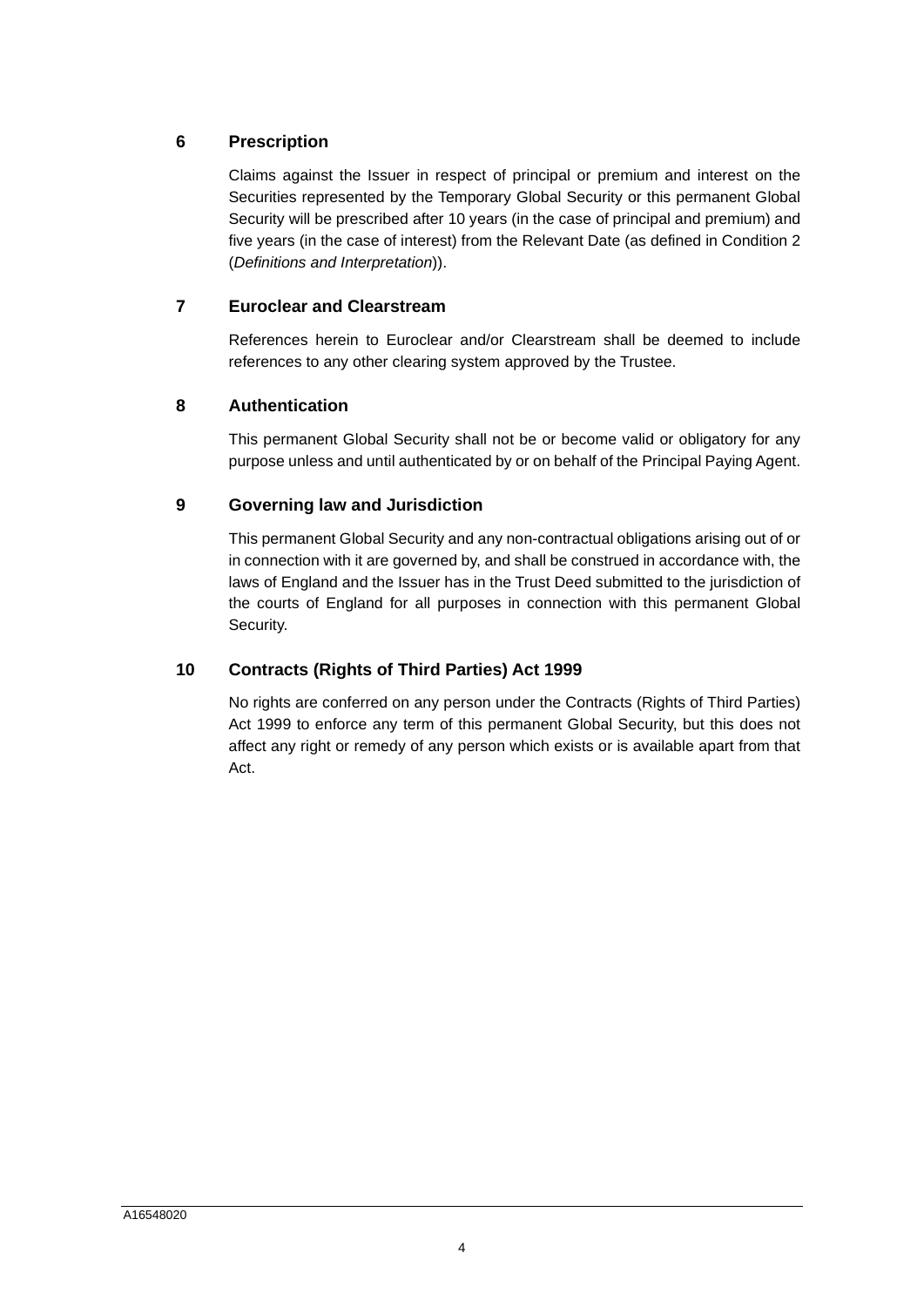## 6 Prescription

Claims against the Issuer in respect of principal or premium and interest on the Securities represented by the Temporary Global Security or this permanent Global Security will be prescribed after 10 years (in the case of principal and premium) and five years (in the case of interest) from the Relevant Date (as defined in Condition 2 (*Definitions and Interpretation*)).

## 7 Euroclear and Clearstream

References herein to Euroclear and/or Clearstream shall be deemed to include references to any other clearing system approved by the Trustee.

## 8 Authentication

This permanent Global Security shall not be or become valid or obligatory for any purpose unless and until authenticated by or on behalf of the Principal Paying Agent.

## 9 Governing law and Jurisdiction

This permanent Global Security and any non-contractual obligations arising out of or in connection with it are governed by, and shall be construed in accordance with, the laws of England and the Issuer has in the Trust Deed submitted to the jurisdiction of the courts of England for all purposes in connection with this permanent Global Security.

## 10 Contracts (Rights of Third Parties) Act 1999

No rights are conferred on any person under the Contracts (Rights of Third Parties) Act 1999 to enforce any term of this permanent Global Security, but this does not affect any right or remedy of any person which exists or is available apart from that Act.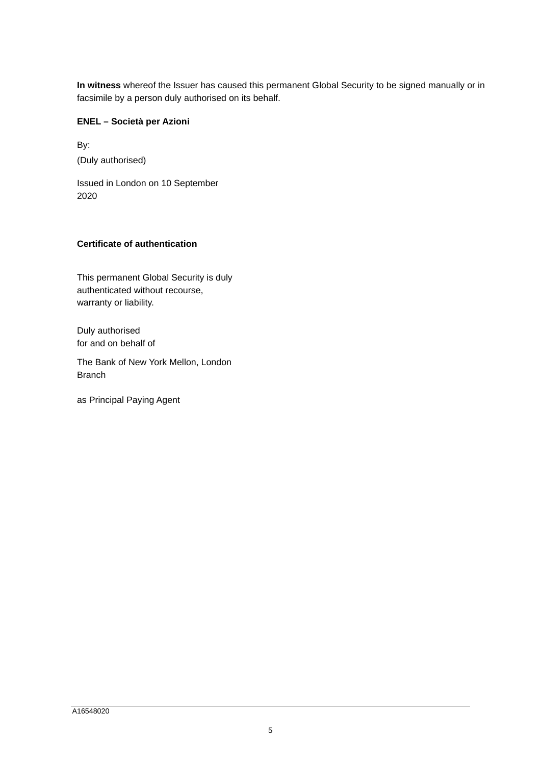**In witness** whereof the Issuer has caused this permanent Global Security to be signed manually or in facsimile by a person duly authorised on its behalf.

**ENEL – Società per Azioni**

By:

(Duly authorised)

Issued in London on 10 September 2020

**Certificate of authentication**

This permanent Global Security is duly authenticated without recourse, warranty or liability.

Duly authorised
for and on behalf of

The Bank of New York Mellon, London Branch

as Principal Paying Agent

A16548020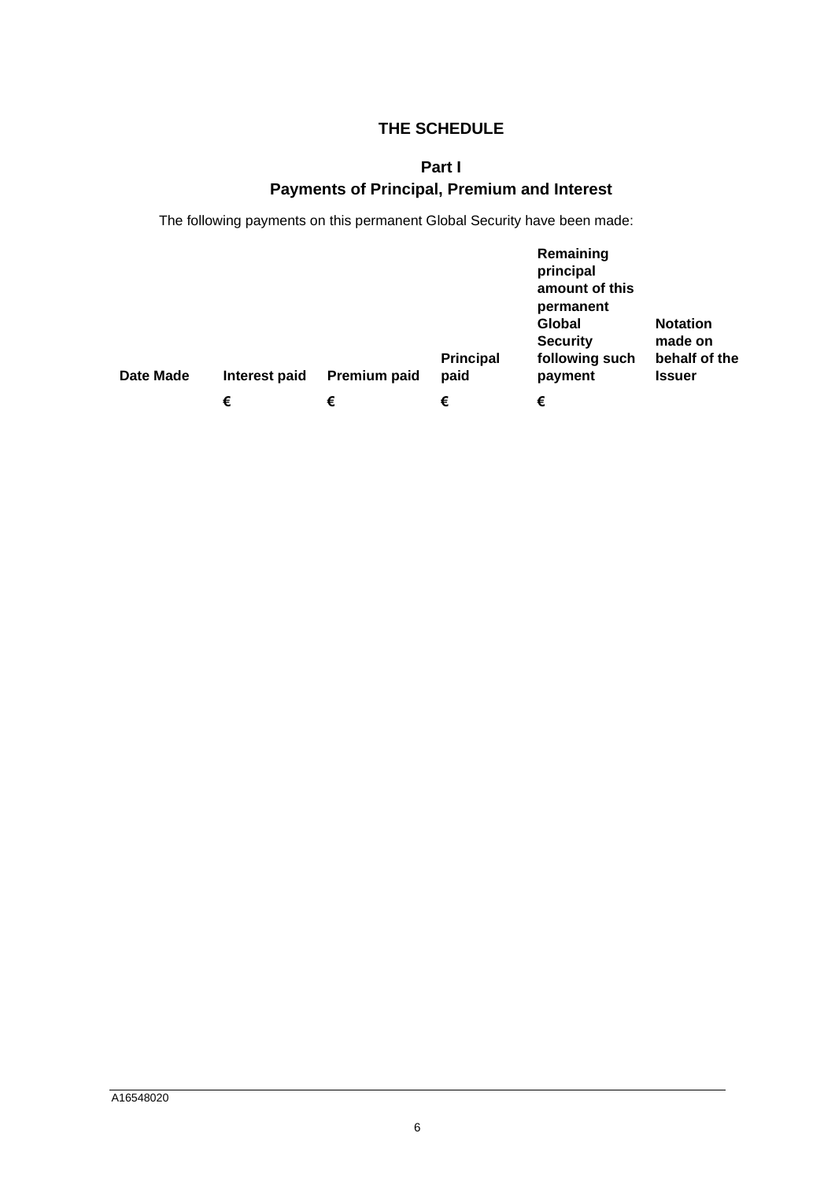# THE SCHEDULE

## Part I
## Payments of Principal, Premium and Interest

The following payments on this permanent Global Security have been made:

| Date Made | Interest paid | Premium paid | Principal paid | Remaining principal amount of this permanent Global Security following such payment | Notation made on behalf of the Issuer |
|---|---|---|---|---|---|
| | € | € | € | € | |

A16548020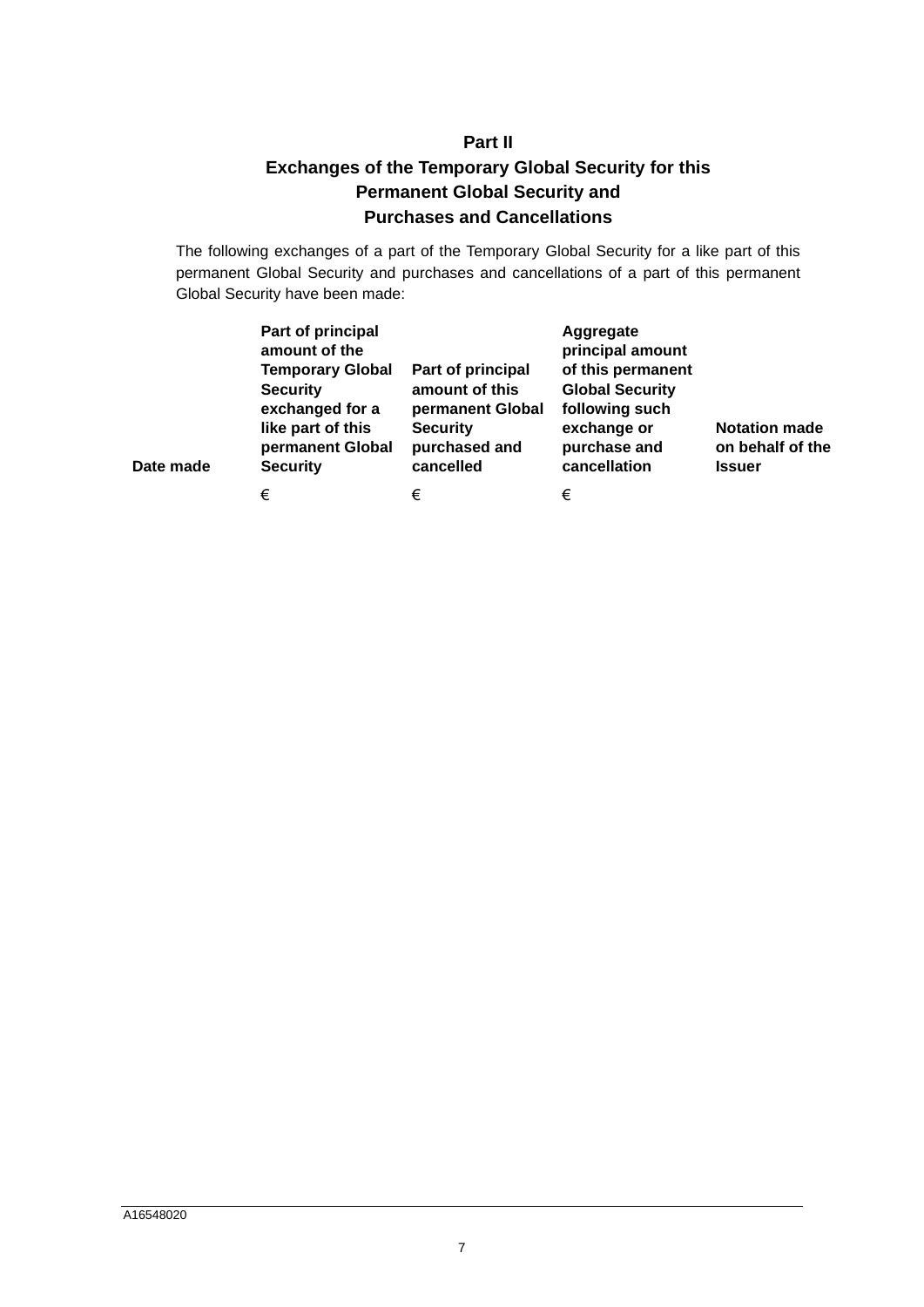## Part II
## Exchanges of the Temporary Global Security for this Permanent Global Security and Purchases and Cancellations

The following exchanges of a part of the Temporary Global Security for a like part of this permanent Global Security and purchases and cancellations of a part of this permanent Global Security have been made:

| Date made | Part of principal amount of the Temporary Global Security exchanged for a like part of this permanent Global Security | Part of principal amount of this permanent Global Security purchased and cancelled | Aggregate principal amount of this permanent Global Security following such exchange or purchase and cancellation | Notation made on behalf of the Issuer |
|---|---|---|---|---|
| | € | € | € | |

A16548020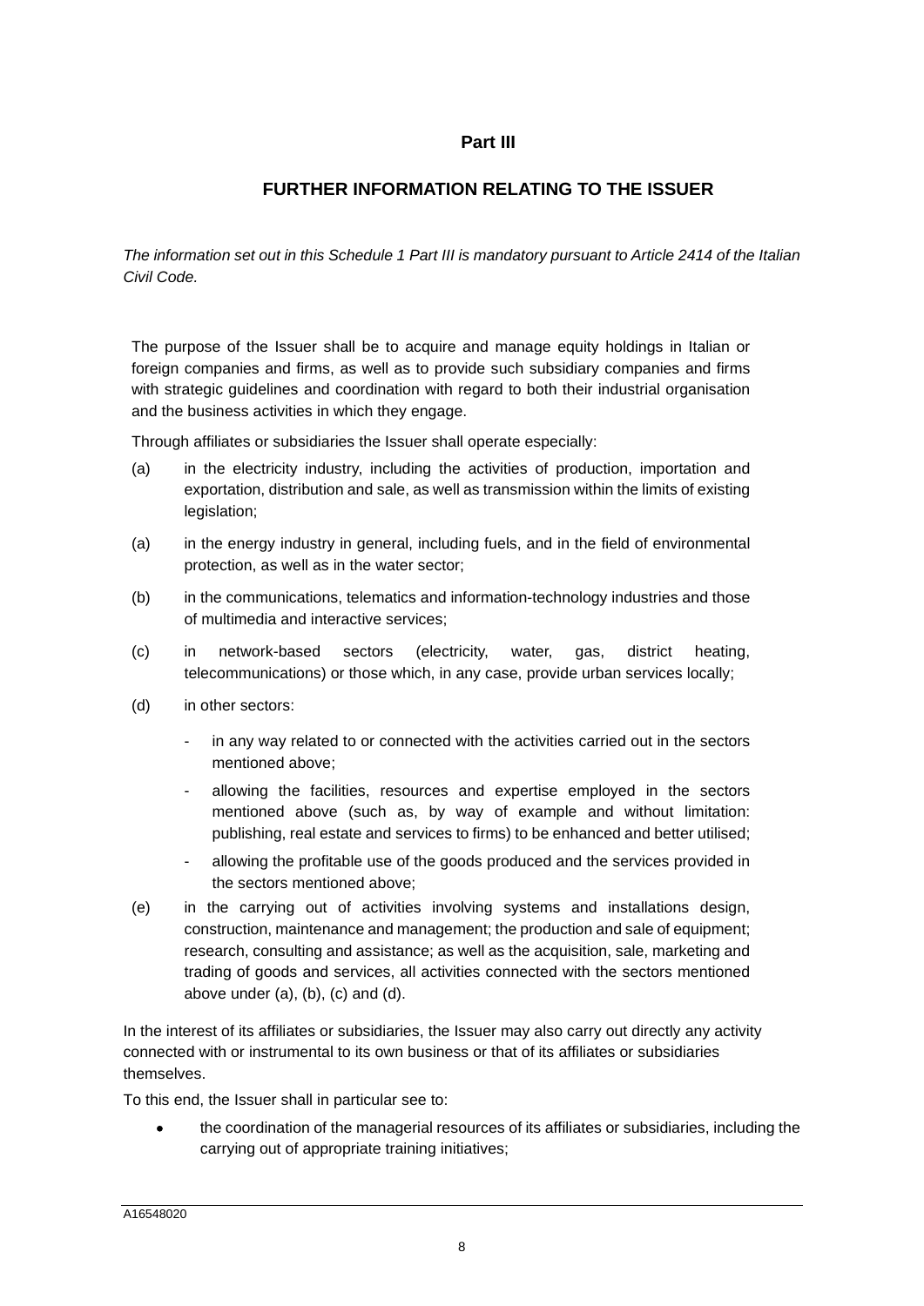## Part III

## FURTHER INFORMATION RELATING TO THE ISSUER

*The information set out in this Schedule 1 Part III is mandatory pursuant to Article 2414 of the Italian Civil Code.*

The purpose of the Issuer shall be to acquire and manage equity holdings in Italian or foreign companies and firms, as well as to provide such subsidiary companies and firms with strategic guidelines and coordination with regard to both their industrial organisation and the business activities in which they engage.

Through affiliates or subsidiaries the Issuer shall operate especially:

(a) in the electricity industry, including the activities of production, importation and exportation, distribution and sale, as well as transmission within the limits of existing legislation;

(a) in the energy industry in general, including fuels, and in the field of environmental protection, as well as in the water sector;

(b) in the communications, telematics and information-technology industries and those of multimedia and interactive services;

(c) in network-based sectors (electricity, water, gas, district heating, telecommunications) or those which, in any case, provide urban services locally;

(d) in other sectors:

- in any way related to or connected with the activities carried out in the sectors mentioned above;
- allowing the facilities, resources and expertise employed in the sectors mentioned above (such as, by way of example and without limitation: publishing, real estate and services to firms) to be enhanced and better utilised;
- allowing the profitable use of the goods produced and the services provided in the sectors mentioned above;

(e) in the carrying out of activities involving systems and installations design, construction, maintenance and management; the production and sale of equipment; research, consulting and assistance; as well as the acquisition, sale, marketing and trading of goods and services, all activities connected with the sectors mentioned above under (a), (b), (c) and (d).

In the interest of its affiliates or subsidiaries, the Issuer may also carry out directly any activity connected with or instrumental to its own business or that of its affiliates or subsidiaries themselves.

To this end, the Issuer shall in particular see to:

- the coordination of the managerial resources of its affiliates or subsidiaries, including the carrying out of appropriate training initiatives;

A16548020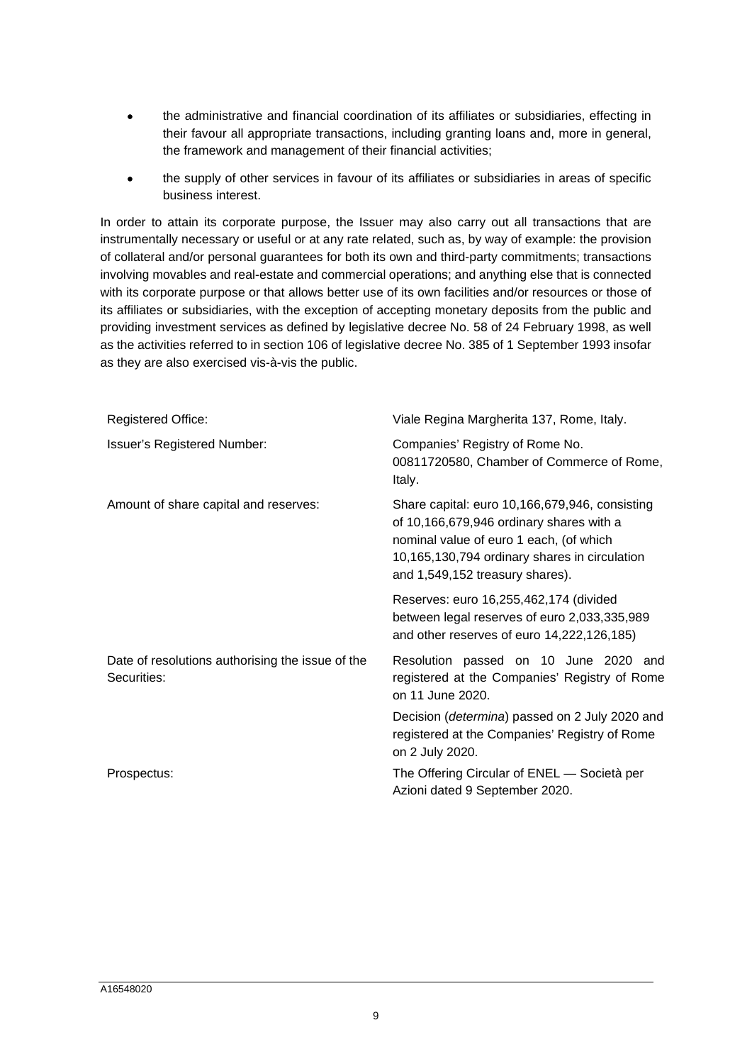- the administrative and financial coordination of its affiliates or subsidiaries, effecting in their favour all appropriate transactions, including granting loans and, more in general, the framework and management of their financial activities;
- the supply of other services in favour of its affiliates or subsidiaries in areas of specific business interest.

In order to attain its corporate purpose, the Issuer may also carry out all transactions that are instrumentally necessary or useful or at any rate related, such as, by way of example: the provision of collateral and/or personal guarantees for both its own and third-party commitments; transactions involving movables and real-estate and commercial operations; and anything else that is connected with its corporate purpose or that allows better use of its own facilities and/or resources or those of its affiliates or subsidiaries, with the exception of accepting monetary deposits from the public and providing investment services as defined by legislative decree No. 58 of 24 February 1998, as well as the activities referred to in section 106 of legislative decree No. 385 of 1 September 1993 insofar as they are also exercised vis-à-vis the public.

| | |
|---|---|
| Registered Office: | Viale Regina Margherita 137, Rome, Italy. |
| Issuer's Registered Number: | Companies' Registry of Rome No. 00811720580, Chamber of Commerce of Rome, Italy. |
| Amount of share capital and reserves: | Share capital: euro 10,166,679,946, consisting of 10,166,679,946 ordinary shares with a nominal value of euro 1 each, (of which 10,165,130,794 ordinary shares in circulation and 1,549,152 treasury shares). |
| | Reserves: euro 16,255,462,174 (divided between legal reserves of euro 2,033,335,989 and other reserves of euro 14,222,126,185) |
| Date of resolutions authorising the issue of the Securities: | Resolution passed on 10 June 2020 and registered at the Companies' Registry of Rome on 11 June 2020. |
| | Decision (*determina*) passed on 2 July 2020 and registered at the Companies' Registry of Rome on 2 July 2020. |
| Prospectus: | The Offering Circular of ENEL — Società per Azioni dated 9 September 2020. |

A16548020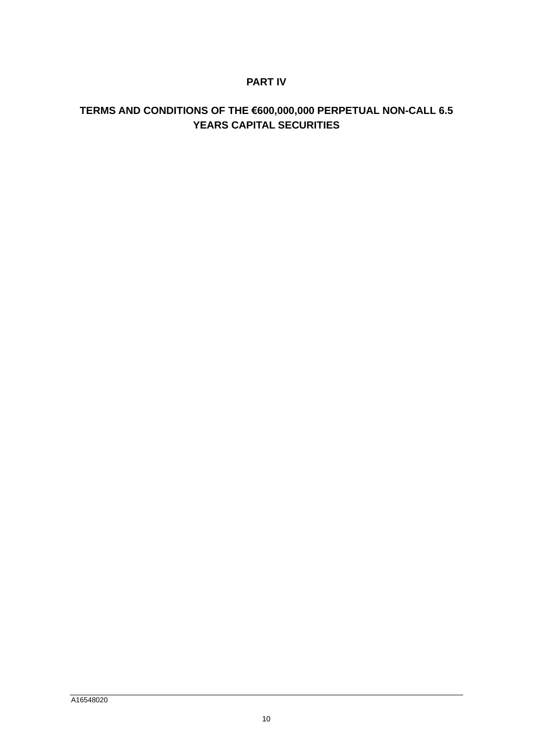# PART IV

## TERMS AND CONDITIONS OF THE €600,000,000 PERPETUAL NON-CALL 6.5 YEARS CAPITAL SECURITIES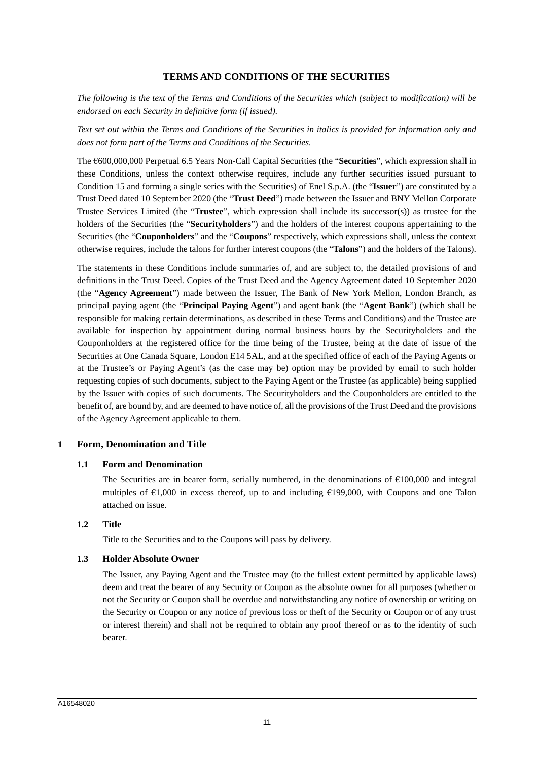## TERMS AND CONDITIONS OF THE SECURITIES

*The following is the text of the Terms and Conditions of the Securities which (subject to modification) will be endorsed on each Security in definitive form (if issued).*

*Text set out within the Terms and Conditions of the Securities in italics is provided for information only and does not form part of the Terms and Conditions of the Securities.*

The €600,000,000 Perpetual 6.5 Years Non-Call Capital Securities (the "**Securities**", which expression shall in these Conditions, unless the context otherwise requires, include any further securities issued pursuant to Condition 15 and forming a single series with the Securities) of Enel S.p.A. (the "**Issuer**") are constituted by a Trust Deed dated 10 September 2020 (the "**Trust Deed**") made between the Issuer and BNY Mellon Corporate Trustee Services Limited (the "**Trustee**", which expression shall include its successor(s)) as trustee for the holders of the Securities (the "**Securityholders**") and the holders of the interest coupons appertaining to the Securities (the "**Couponholders**" and the "**Coupons**" respectively, which expressions shall, unless the context otherwise requires, include the talons for further interest coupons (the "**Talons**") and the holders of the Talons).

The statements in these Conditions include summaries of, and are subject to, the detailed provisions of and definitions in the Trust Deed. Copies of the Trust Deed and the Agency Agreement dated 10 September 2020 (the "**Agency Agreement**") made between the Issuer, The Bank of New York Mellon, London Branch, as principal paying agent (the "**Principal Paying Agent**") and agent bank (the "**Agent Bank**") (which shall be responsible for making certain determinations, as described in these Terms and Conditions) and the Trustee are available for inspection by appointment during normal business hours by the Securityholders and the Couponholders at the registered office for the time being of the Trustee, being at the date of issue of the Securities at One Canada Square, London E14 5AL, and at the specified office of each of the Paying Agents or at the Trustee's or Paying Agent's (as the case may be) option may be provided by email to such holder requesting copies of such documents, subject to the Paying Agent or the Trustee (as applicable) being supplied by the Issuer with copies of such documents. The Securityholders and the Couponholders are entitled to the benefit of, are bound by, and are deemed to have notice of, all the provisions of the Trust Deed and the provisions of the Agency Agreement applicable to them.

### 1 Form, Denomination and Title

#### 1.1 Form and Denomination

The Securities are in bearer form, serially numbered, in the denominations of €100,000 and integral multiples of €1,000 in excess thereof, up to and including €199,000, with Coupons and one Talon attached on issue.

#### 1.2 Title

Title to the Securities and to the Coupons will pass by delivery.

#### 1.3 Holder Absolute Owner

The Issuer, any Paying Agent and the Trustee may (to the fullest extent permitted by applicable laws) deem and treat the bearer of any Security or Coupon as the absolute owner for all purposes (whether or not the Security or Coupon shall be overdue and notwithstanding any notice of ownership or writing on the Security or Coupon or any notice of previous loss or theft of the Security or Coupon or of any trust or interest therein) and shall not be required to obtain any proof thereof or as to the identity of such bearer.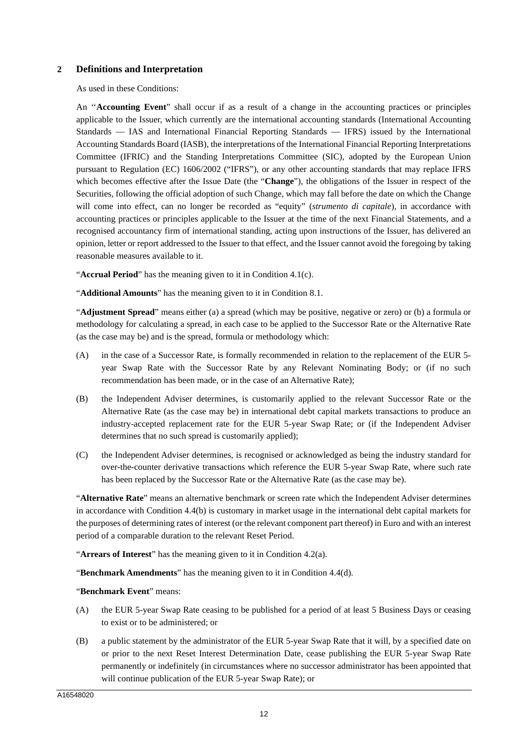## 2 Definitions and Interpretation

As used in these Conditions:

An "**Accounting Event**" shall occur if as a result of a change in the accounting practices or principles applicable to the Issuer, which currently are the international accounting standards (International Accounting Standards — IAS and International Financial Reporting Standards — IFRS) issued by the International Accounting Standards Board (IASB), the interpretations of the International Financial Reporting Interpretations Committee (IFRIC) and the Standing Interpretations Committee (SIC), adopted by the European Union pursuant to Regulation (EC) 1606/2002 ("IFRS"), or any other accounting standards that may replace IFRS which becomes effective after the Issue Date (the "**Change**"), the obligations of the Issuer in respect of the Securities, following the official adoption of such Change, which may fall before the date on which the Change will come into effect, can no longer be recorded as "equity" (*strumento di capitale*), in accordance with accounting practices or principles applicable to the Issuer at the time of the next Financial Statements, and a recognised accountancy firm of international standing, acting upon instructions of the Issuer, has delivered an opinion, letter or report addressed to the Issuer to that effect, and the Issuer cannot avoid the foregoing by taking reasonable measures available to it.

"**Accrual Period**" has the meaning given to it in Condition 4.1(c).

"**Additional Amounts**" has the meaning given to it in Condition 8.1.

"**Adjustment Spread**" means either (a) a spread (which may be positive, negative or zero) or (b) a formula or methodology for calculating a spread, in each case to be applied to the Successor Rate or the Alternative Rate (as the case may be) and is the spread, formula or methodology which:

(A) in the case of a Successor Rate, is formally recommended in relation to the replacement of the EUR 5-year Swap Rate with the Successor Rate by any Relevant Nominating Body; or (if no such recommendation has been made, or in the case of an Alternative Rate);

(B) the Independent Adviser determines, is customarily applied to the relevant Successor Rate or the Alternative Rate (as the case may be) in international debt capital markets transactions to produce an industry-accepted replacement rate for the EUR 5-year Swap Rate; or (if the Independent Adviser determines that no such spread is customarily applied);

(C) the Independent Adviser determines, is recognised or acknowledged as being the industry standard for over-the-counter derivative transactions which reference the EUR 5-year Swap Rate, where such rate has been replaced by the Successor Rate or the Alternative Rate (as the case may be).

"**Alternative Rate**" means an alternative benchmark or screen rate which the Independent Adviser determines in accordance with Condition 4.4(b) is customary in market usage in the international debt capital markets for the purposes of determining rates of interest (or the relevant component part thereof) in Euro and with an interest period of a comparable duration to the relevant Reset Period.

"**Arrears of Interest**" has the meaning given to it in Condition 4.2(a).

"**Benchmark Amendments**" has the meaning given to it in Condition 4.4(d).

"**Benchmark Event**" means:

(A) the EUR 5-year Swap Rate ceasing to be published for a period of at least 5 Business Days or ceasing to exist or to be administered; or

(B) a public statement by the administrator of the EUR 5-year Swap Rate that it will, by a specified date on or prior to the next Reset Interest Determination Date, cease publishing the EUR 5-year Swap Rate permanently or indefinitely (in circumstances where no successor administrator has been appointed that will continue publication of the EUR 5-year Swap Rate); or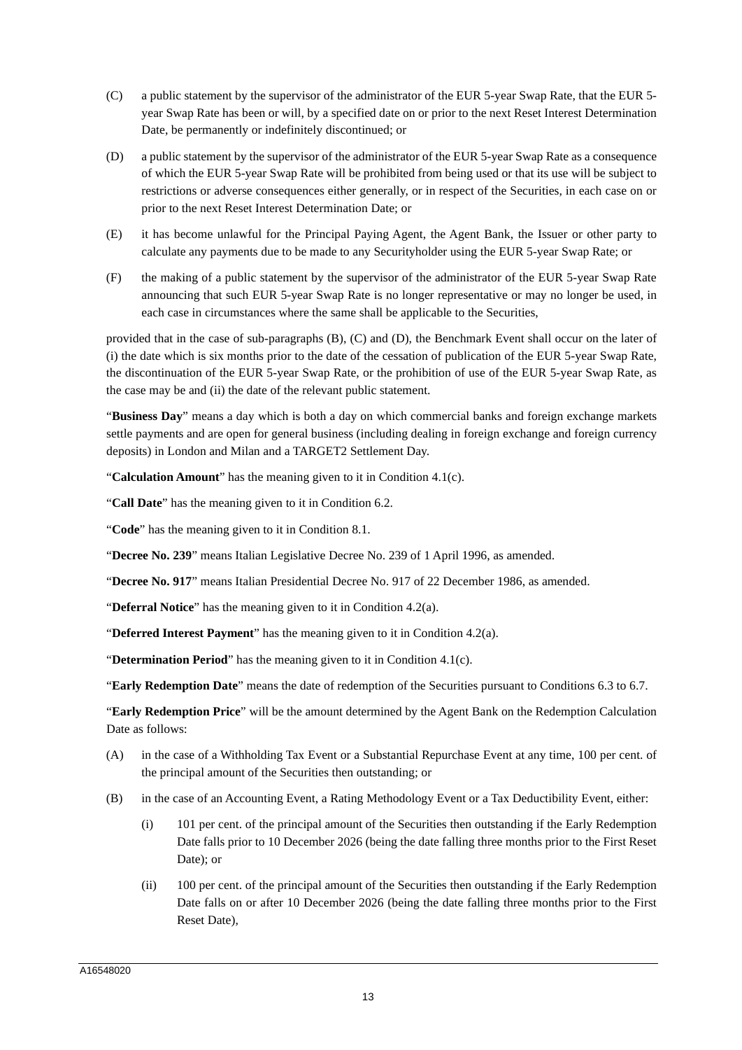(C) a public statement by the supervisor of the administrator of the EUR 5-year Swap Rate, that the EUR 5-year Swap Rate has been or will, by a specified date on or prior to the next Reset Interest Determination Date, be permanently or indefinitely discontinued; or

(D) a public statement by the supervisor of the administrator of the EUR 5-year Swap Rate as a consequence of which the EUR 5-year Swap Rate will be prohibited from being used or that its use will be subject to restrictions or adverse consequences either generally, or in respect of the Securities, in each case on or prior to the next Reset Interest Determination Date; or

(E) it has become unlawful for the Principal Paying Agent, the Agent Bank, the Issuer or other party to calculate any payments due to be made to any Securityholder using the EUR 5-year Swap Rate; or

(F) the making of a public statement by the supervisor of the administrator of the EUR 5-year Swap Rate announcing that such EUR 5-year Swap Rate is no longer representative or may no longer be used, in each case in circumstances where the same shall be applicable to the Securities,

provided that in the case of sub-paragraphs (B), (C) and (D), the Benchmark Event shall occur on the later of (i) the date which is six months prior to the date of the cessation of publication of the EUR 5-year Swap Rate, the discontinuation of the EUR 5-year Swap Rate, or the prohibition of use of the EUR 5-year Swap Rate, as the case may be and (ii) the date of the relevant public statement.

"**Business Day**" means a day which is both a day on which commercial banks and foreign exchange markets settle payments and are open for general business (including dealing in foreign exchange and foreign currency deposits) in London and Milan and a TARGET2 Settlement Day.

"**Calculation Amount**" has the meaning given to it in Condition 4.1(c).

"**Call Date**" has the meaning given to it in Condition 6.2.

"**Code**" has the meaning given to it in Condition 8.1.

"**Decree No. 239**" means Italian Legislative Decree No. 239 of 1 April 1996, as amended.

"**Decree No. 917**" means Italian Presidential Decree No. 917 of 22 December 1986, as amended.

"**Deferral Notice**" has the meaning given to it in Condition 4.2(a).

"**Deferred Interest Payment**" has the meaning given to it in Condition 4.2(a).

"**Determination Period**" has the meaning given to it in Condition 4.1(c).

"**Early Redemption Date**" means the date of redemption of the Securities pursuant to Conditions 6.3 to 6.7.

"**Early Redemption Price**" will be the amount determined by the Agent Bank on the Redemption Calculation Date as follows:

(A) in the case of a Withholding Tax Event or a Substantial Repurchase Event at any time, 100 per cent. of the principal amount of the Securities then outstanding; or

(B) in the case of an Accounting Event, a Rating Methodology Event or a Tax Deductibility Event, either:

 (i) 101 per cent. of the principal amount of the Securities then outstanding if the Early Redemption Date falls prior to 10 December 2026 (being the date falling three months prior to the First Reset Date); or

 (ii) 100 per cent. of the principal amount of the Securities then outstanding if the Early Redemption Date falls on or after 10 December 2026 (being the date falling three months prior to the First Reset Date),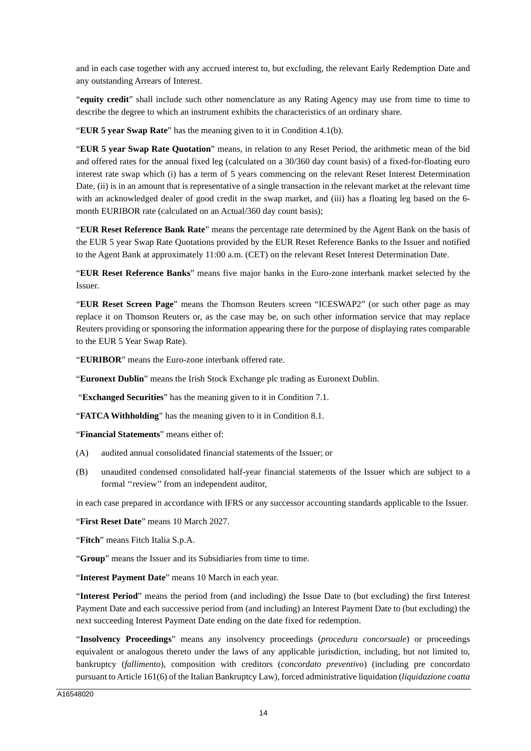and in each case together with any accrued interest to, but excluding, the relevant Early Redemption Date and any outstanding Arrears of Interest.

"**equity credit**" shall include such other nomenclature as any Rating Agency may use from time to time to describe the degree to which an instrument exhibits the characteristics of an ordinary share.

"**EUR 5 year Swap Rate**" has the meaning given to it in Condition 4.1(b).

"**EUR 5 year Swap Rate Quotation**" means, in relation to any Reset Period, the arithmetic mean of the bid and offered rates for the annual fixed leg (calculated on a 30/360 day count basis) of a fixed-for-floating euro interest rate swap which (i) has a term of 5 years commencing on the relevant Reset Interest Determination Date, (ii) is in an amount that is representative of a single transaction in the relevant market at the relevant time with an acknowledged dealer of good credit in the swap market, and (iii) has a floating leg based on the 6-month EURIBOR rate (calculated on an Actual/360 day count basis);

"**EUR Reset Reference Bank Rate**" means the percentage rate determined by the Agent Bank on the basis of the EUR 5 year Swap Rate Quotations provided by the EUR Reset Reference Banks to the Issuer and notified to the Agent Bank at approximately 11:00 a.m. (CET) on the relevant Reset Interest Determination Date.

"**EUR Reset Reference Banks**" means five major banks in the Euro-zone interbank market selected by the Issuer.

"**EUR Reset Screen Page**" means the Thomson Reuters screen "ICESWAP2" (or such other page as may replace it on Thomson Reuters or, as the case may be, on such other information service that may replace Reuters providing or sponsoring the information appearing there for the purpose of displaying rates comparable to the EUR 5 Year Swap Rate).

"**EURIBOR**" means the Euro-zone interbank offered rate.

"**Euronext Dublin**" means the Irish Stock Exchange plc trading as Euronext Dublin.

"**Exchanged Securities**" has the meaning given to it in Condition 7.1.

"**FATCA Withholding**" has the meaning given to it in Condition 8.1.

"**Financial Statements**" means either of:

(A) audited annual consolidated financial statements of the Issuer; or

(B) unaudited condensed consolidated half-year financial statements of the Issuer which are subject to a formal ''review'' from an independent auditor,

in each case prepared in accordance with IFRS or any successor accounting standards applicable to the Issuer.

"**First Reset Date**" means 10 March 2027.

"**Fitch**" means Fitch Italia S.p.A.

"**Group**" means the Issuer and its Subsidiaries from time to time.

"**Interest Payment Date**" means 10 March in each year.

"**Interest Period**" means the period from (and including) the Issue Date to (but excluding) the first Interest Payment Date and each successive period from (and including) an Interest Payment Date to (but excluding) the next succeeding Interest Payment Date ending on the date fixed for redemption.

"**Insolvency Proceedings**" means any insolvency proceedings (*procedura concorsuale*) or proceedings equivalent or analogous thereto under the laws of any applicable jurisdiction, including, but not limited to, bankruptcy (*fallimento*), composition with creditors (*concordato preventivo*) (including pre concordato pursuant to Article 161(6) of the Italian Bankruptcy Law), forced administrative liquidation (*liquidazione coatta*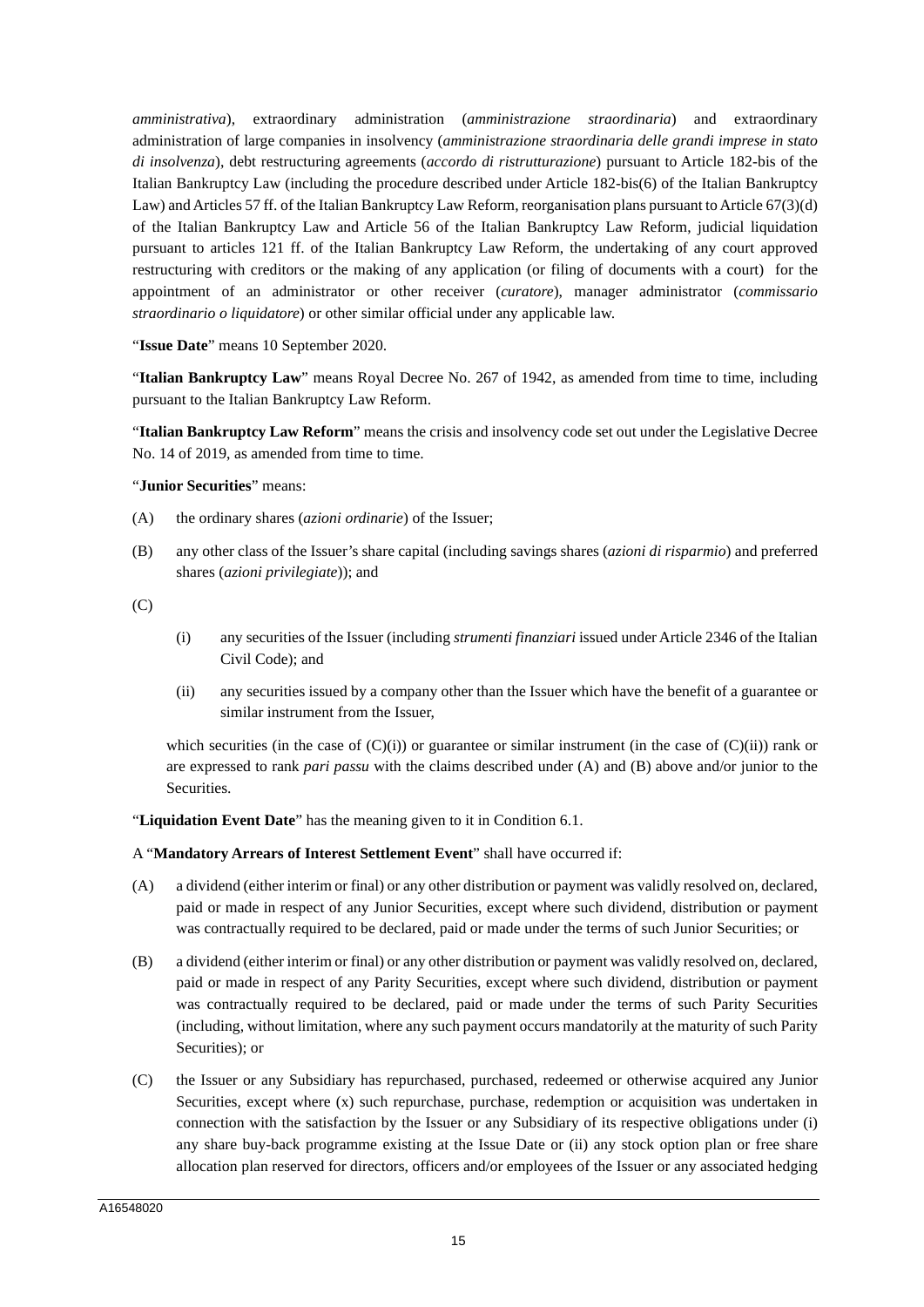*amministrativa*), extraordinary administration (*amministrazione straordinaria*) and extraordinary administration of large companies in insolvency (*amministrazione straordinaria delle grandi imprese in stato di insolvenza*), debt restructuring agreements (*accordo di ristrutturazione*) pursuant to Article 182-bis of the Italian Bankruptcy Law (including the procedure described under Article 182-bis(6) of the Italian Bankruptcy Law) and Articles 57 ff. of the Italian Bankruptcy Law Reform, reorganisation plans pursuant to Article 67(3)(d) of the Italian Bankruptcy Law and Article 56 of the Italian Bankruptcy Law Reform, judicial liquidation pursuant to articles 121 ff. of the Italian Bankruptcy Law Reform, the undertaking of any court approved restructuring with creditors or the making of any application (or filing of documents with a court) for the appointment of an administrator or other receiver (*curatore*), manager administrator (*commissario straordinario o liquidatore*) or other similar official under any applicable law.

"**Issue Date**" means 10 September 2020.

"**Italian Bankruptcy Law**" means Royal Decree No. 267 of 1942, as amended from time to time, including pursuant to the Italian Bankruptcy Law Reform.

"**Italian Bankruptcy Law Reform**" means the crisis and insolvency code set out under the Legislative Decree No. 14 of 2019, as amended from time to time.

"**Junior Securities**" means:

(A) the ordinary shares (*azioni ordinarie*) of the Issuer;

(B) any other class of the Issuer's share capital (including savings shares (*azioni di risparmio*) and preferred shares (*azioni privilegiate*)); and

(C)

(i) any securities of the Issuer (including *strumenti finanziari* issued under Article 2346 of the Italian Civil Code); and

(ii) any securities issued by a company other than the Issuer which have the benefit of a guarantee or similar instrument from the Issuer,

which securities (in the case of (C)(i)) or guarantee or similar instrument (in the case of (C)(ii)) rank or are expressed to rank *pari passu* with the claims described under (A) and (B) above and/or junior to the Securities.

"**Liquidation Event Date**" has the meaning given to it in Condition 6.1.

A "**Mandatory Arrears of Interest Settlement Event**" shall have occurred if:

(A) a dividend (either interim or final) or any other distribution or payment was validly resolved on, declared, paid or made in respect of any Junior Securities, except where such dividend, distribution or payment was contractually required to be declared, paid or made under the terms of such Junior Securities; or

(B) a dividend (either interim or final) or any other distribution or payment was validly resolved on, declared, paid or made in respect of any Parity Securities, except where such dividend, distribution or payment was contractually required to be declared, paid or made under the terms of such Parity Securities (including, without limitation, where any such payment occurs mandatorily at the maturity of such Parity Securities); or

(C) the Issuer or any Subsidiary has repurchased, purchased, redeemed or otherwise acquired any Junior Securities, except where (x) such repurchase, purchase, redemption or acquisition was undertaken in connection with the satisfaction by the Issuer or any Subsidiary of its respective obligations under (i) any share buy-back programme existing at the Issue Date or (ii) any stock option plan or free share allocation plan reserved for directors, officers and/or employees of the Issuer or any associated hedging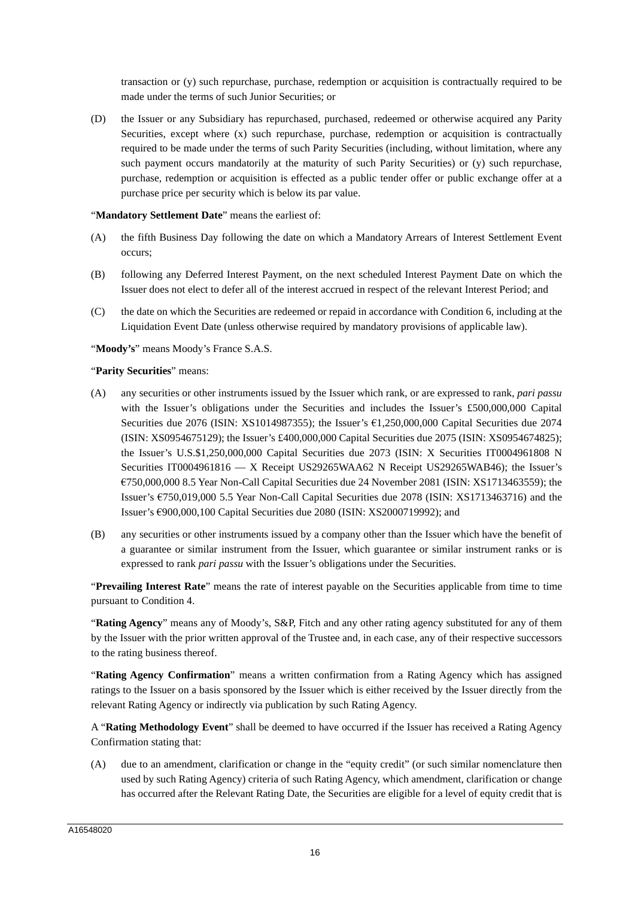transaction or (y) such repurchase, purchase, redemption or acquisition is contractually required to be made under the terms of such Junior Securities; or

(D) the Issuer or any Subsidiary has repurchased, purchased, redeemed or otherwise acquired any Parity Securities, except where (x) such repurchase, purchase, redemption or acquisition is contractually required to be made under the terms of such Parity Securities (including, without limitation, where any such payment occurs mandatorily at the maturity of such Parity Securities) or (y) such repurchase, purchase, redemption or acquisition is effected as a public tender offer or public exchange offer at a purchase price per security which is below its par value.

"**Mandatory Settlement Date**" means the earliest of:

(A) the fifth Business Day following the date on which a Mandatory Arrears of Interest Settlement Event occurs;

(B) following any Deferred Interest Payment, on the next scheduled Interest Payment Date on which the Issuer does not elect to defer all of the interest accrued in respect of the relevant Interest Period; and

(C) the date on which the Securities are redeemed or repaid in accordance with Condition 6, including at the Liquidation Event Date (unless otherwise required by mandatory provisions of applicable law).

"**Moody's**" means Moody's France S.A.S.

"**Parity Securities**" means:

(A) any securities or other instruments issued by the Issuer which rank, or are expressed to rank, *pari passu* with the Issuer's obligations under the Securities and includes the Issuer's £500,000,000 Capital Securities due 2076 (ISIN: XS1014987355); the Issuer's €1,250,000,000 Capital Securities due 2074 (ISIN: XS0954675129); the Issuer's £400,000,000 Capital Securities due 2075 (ISIN: XS0954674825); the Issuer's U.S.$1,250,000,000 Capital Securities due 2073 (ISIN: X Securities IT0004961808 N Securities IT0004961816 — X Receipt US29265WAA62 N Receipt US29265WAB46); the Issuer's €750,000,000 8.5 Year Non-Call Capital Securities due 24 November 2081 (ISIN: XS1713463559); the Issuer's €750,019,000 5.5 Year Non-Call Capital Securities due 2078 (ISIN: XS1713463716) and the Issuer's €900,000,100 Capital Securities due 2080 (ISIN: XS2000719992); and

(B) any securities or other instruments issued by a company other than the Issuer which have the benefit of a guarantee or similar instrument from the Issuer, which guarantee or similar instrument ranks or is expressed to rank *pari passu* with the Issuer's obligations under the Securities.

"**Prevailing Interest Rate**" means the rate of interest payable on the Securities applicable from time to time pursuant to Condition 4.

"**Rating Agency**" means any of Moody's, S&P, Fitch and any other rating agency substituted for any of them by the Issuer with the prior written approval of the Trustee and, in each case, any of their respective successors to the rating business thereof.

"**Rating Agency Confirmation**" means a written confirmation from a Rating Agency which has assigned ratings to the Issuer on a basis sponsored by the Issuer which is either received by the Issuer directly from the relevant Rating Agency or indirectly via publication by such Rating Agency.

A "**Rating Methodology Event**" shall be deemed to have occurred if the Issuer has received a Rating Agency Confirmation stating that:

(A) due to an amendment, clarification or change in the "equity credit" (or such similar nomenclature then used by such Rating Agency) criteria of such Rating Agency, which amendment, clarification or change has occurred after the Relevant Rating Date, the Securities are eligible for a level of equity credit that is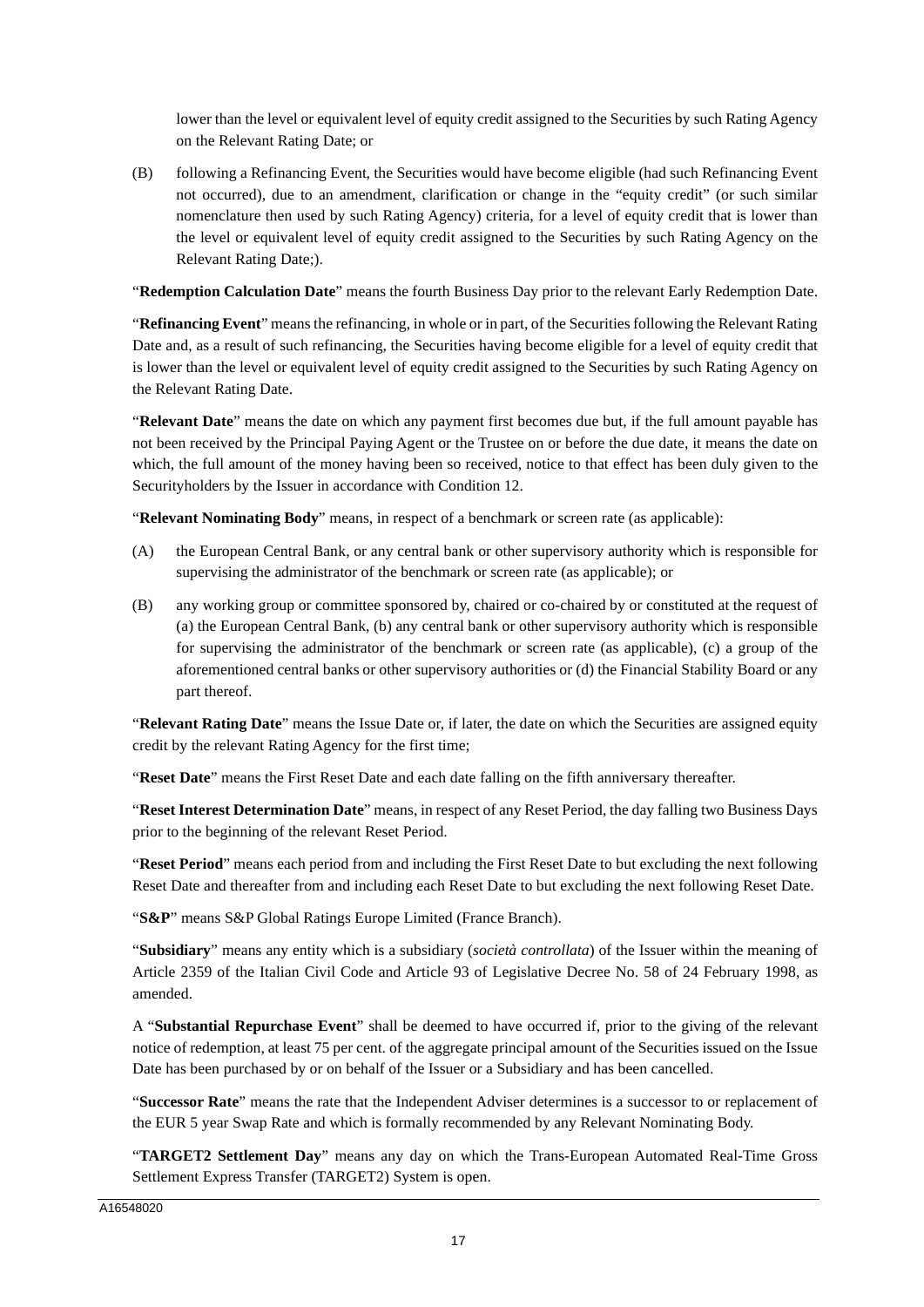lower than the level or equivalent level of equity credit assigned to the Securities by such Rating Agency on the Relevant Rating Date; or

(B) following a Refinancing Event, the Securities would have become eligible (had such Refinancing Event not occurred), due to an amendment, clarification or change in the "equity credit" (or such similar nomenclature then used by such Rating Agency) criteria, for a level of equity credit that is lower than the level or equivalent level of equity credit assigned to the Securities by such Rating Agency on the Relevant Rating Date;).

"**Redemption Calculation Date**" means the fourth Business Day prior to the relevant Early Redemption Date.

"**Refinancing Event**" means the refinancing, in whole or in part, of the Securities following the Relevant Rating Date and, as a result of such refinancing, the Securities having become eligible for a level of equity credit that is lower than the level or equivalent level of equity credit assigned to the Securities by such Rating Agency on the Relevant Rating Date.

"**Relevant Date**" means the date on which any payment first becomes due but, if the full amount payable has not been received by the Principal Paying Agent or the Trustee on or before the due date, it means the date on which, the full amount of the money having been so received, notice to that effect has been duly given to the Securityholders by the Issuer in accordance with Condition 12.

"**Relevant Nominating Body**" means, in respect of a benchmark or screen rate (as applicable):

(A) the European Central Bank, or any central bank or other supervisory authority which is responsible for supervising the administrator of the benchmark or screen rate (as applicable); or

(B) any working group or committee sponsored by, chaired or co-chaired by or constituted at the request of (a) the European Central Bank, (b) any central bank or other supervisory authority which is responsible for supervising the administrator of the benchmark or screen rate (as applicable), (c) a group of the aforementioned central banks or other supervisory authorities or (d) the Financial Stability Board or any part thereof.

"**Relevant Rating Date**" means the Issue Date or, if later, the date on which the Securities are assigned equity credit by the relevant Rating Agency for the first time;

"**Reset Date**" means the First Reset Date and each date falling on the fifth anniversary thereafter.

"**Reset Interest Determination Date**" means, in respect of any Reset Period, the day falling two Business Days prior to the beginning of the relevant Reset Period.

"**Reset Period**" means each period from and including the First Reset Date to but excluding the next following Reset Date and thereafter from and including each Reset Date to but excluding the next following Reset Date.

"**S&P**" means S&P Global Ratings Europe Limited (France Branch).

"**Subsidiary**" means any entity which is a subsidiary (*società controllata*) of the Issuer within the meaning of Article 2359 of the Italian Civil Code and Article 93 of Legislative Decree No. 58 of 24 February 1998, as amended.

A "**Substantial Repurchase Event**" shall be deemed to have occurred if, prior to the giving of the relevant notice of redemption, at least 75 per cent. of the aggregate principal amount of the Securities issued on the Issue Date has been purchased by or on behalf of the Issuer or a Subsidiary and has been cancelled.

"**Successor Rate**" means the rate that the Independent Adviser determines is a successor to or replacement of the EUR 5 year Swap Rate and which is formally recommended by any Relevant Nominating Body.

"**TARGET2 Settlement Day**" means any day on which the Trans-European Automated Real-Time Gross Settlement Express Transfer (TARGET2) System is open.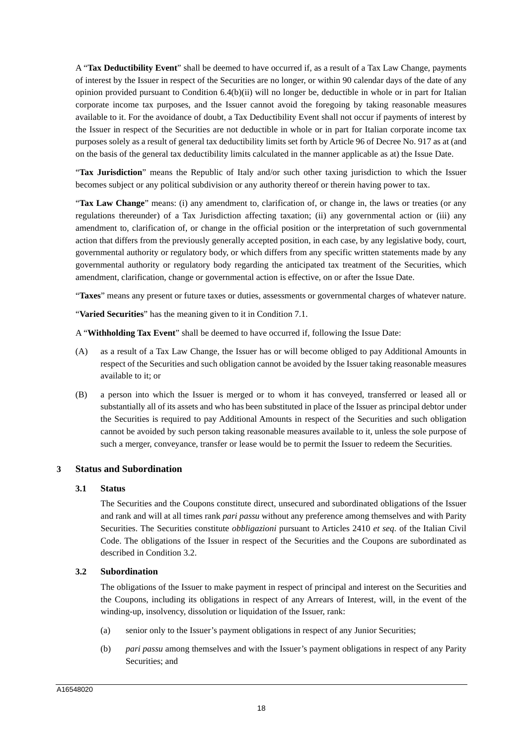A "**Tax Deductibility Event**" shall be deemed to have occurred if, as a result of a Tax Law Change, payments of interest by the Issuer in respect of the Securities are no longer, or within 90 calendar days of the date of any opinion provided pursuant to Condition 6.4(b)(ii) will no longer be, deductible in whole or in part for Italian corporate income tax purposes, and the Issuer cannot avoid the foregoing by taking reasonable measures available to it. For the avoidance of doubt, a Tax Deductibility Event shall not occur if payments of interest by the Issuer in respect of the Securities are not deductible in whole or in part for Italian corporate income tax purposes solely as a result of general tax deductibility limits set forth by Article 96 of Decree No. 917 as at (and on the basis of the general tax deductibility limits calculated in the manner applicable as at) the Issue Date.

"**Tax Jurisdiction**" means the Republic of Italy and/or such other taxing jurisdiction to which the Issuer becomes subject or any political subdivision or any authority thereof or therein having power to tax.

"**Tax Law Change**" means: (i) any amendment to, clarification of, or change in, the laws or treaties (or any regulations thereunder) of a Tax Jurisdiction affecting taxation; (ii) any governmental action or (iii) any amendment to, clarification of, or change in the official position or the interpretation of such governmental action that differs from the previously generally accepted position, in each case, by any legislative body, court, governmental authority or regulatory body, or which differs from any specific written statements made by any governmental authority or regulatory body regarding the anticipated tax treatment of the Securities, which amendment, clarification, change or governmental action is effective, on or after the Issue Date.

"**Taxes**" means any present or future taxes or duties, assessments or governmental charges of whatever nature.

"**Varied Securities**" has the meaning given to it in Condition 7.1.

A "**Withholding Tax Event**" shall be deemed to have occurred if, following the Issue Date:

(A) as a result of a Tax Law Change, the Issuer has or will become obliged to pay Additional Amounts in respect of the Securities and such obligation cannot be avoided by the Issuer taking reasonable measures available to it; or

(B) a person into which the Issuer is merged or to whom it has conveyed, transferred or leased all or substantially all of its assets and who has been substituted in place of the Issuer as principal debtor under the Securities is required to pay Additional Amounts in respect of the Securities and such obligation cannot be avoided by such person taking reasonable measures available to it, unless the sole purpose of such a merger, conveyance, transfer or lease would be to permit the Issuer to redeem the Securities.

## 3 Status and Subordination

### 3.1 Status

The Securities and the Coupons constitute direct, unsecured and subordinated obligations of the Issuer and rank and will at all times rank *pari passu* without any preference among themselves and with Parity Securities. The Securities constitute *obbligazioni* pursuant to Articles 2410 *et seq.* of the Italian Civil Code. The obligations of the Issuer in respect of the Securities and the Coupons are subordinated as described in Condition 3.2.

### 3.2 Subordination

The obligations of the Issuer to make payment in respect of principal and interest on the Securities and the Coupons, including its obligations in respect of any Arrears of Interest, will, in the event of the winding-up, insolvency, dissolution or liquidation of the Issuer, rank:

(a) senior only to the Issuer's payment obligations in respect of any Junior Securities;

(b) *pari passu* among themselves and with the Issuer's payment obligations in respect of any Parity Securities; and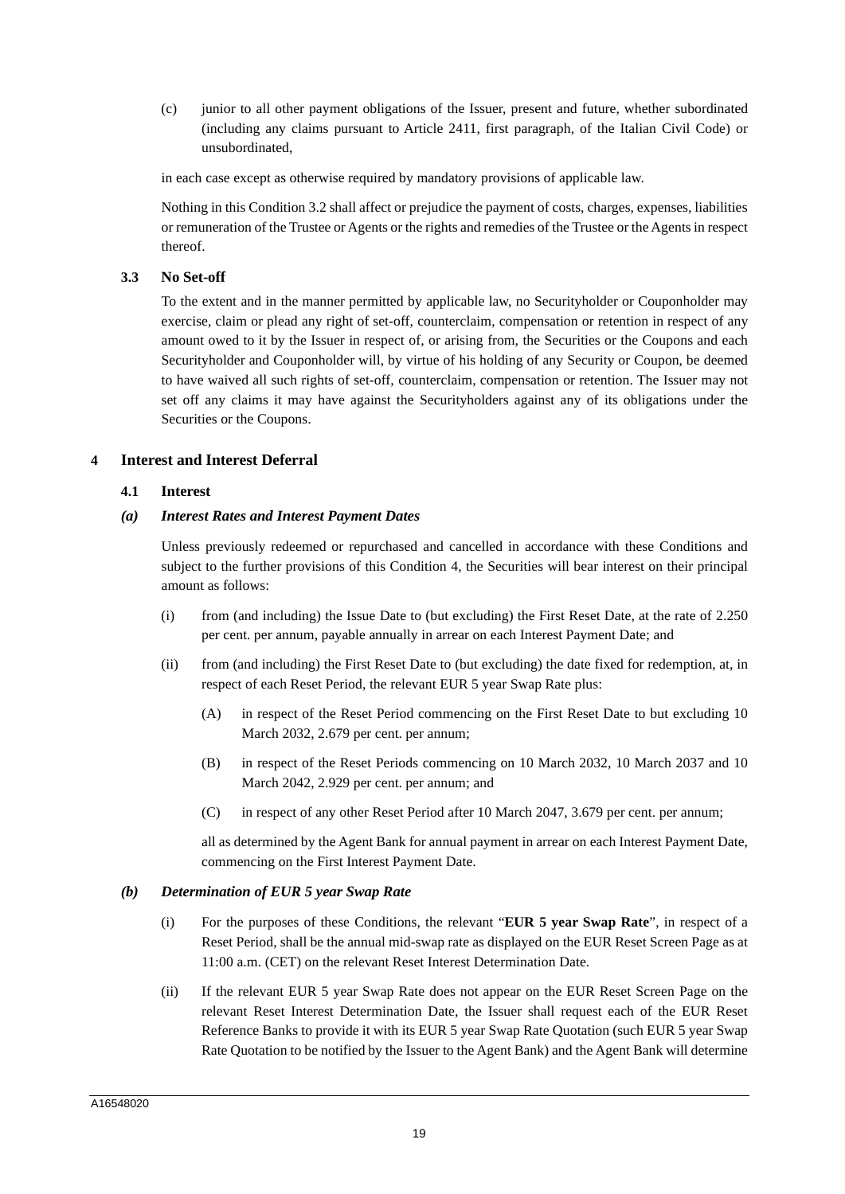(c) junior to all other payment obligations of the Issuer, present and future, whether subordinated (including any claims pursuant to Article 2411, first paragraph, of the Italian Civil Code) or unsubordinated,

in each case except as otherwise required by mandatory provisions of applicable law.

Nothing in this Condition 3.2 shall affect or prejudice the payment of costs, charges, expenses, liabilities or remuneration of the Trustee or Agents or the rights and remedies of the Trustee or the Agents in respect thereof.

### 3.3 No Set-off

To the extent and in the manner permitted by applicable law, no Securityholder or Couponholder may exercise, claim or plead any right of set-off, counterclaim, compensation or retention in respect of any amount owed to it by the Issuer in respect of, or arising from, the Securities or the Coupons and each Securityholder and Couponholder will, by virtue of his holding of any Security or Coupon, be deemed to have waived all such rights of set-off, counterclaim, compensation or retention. The Issuer may not set off any claims it may have against the Securityholders against any of its obligations under the Securities or the Coupons.

## 4 Interest and Interest Deferral

### 4.1 Interest

#### *(a) Interest Rates and Interest Payment Dates*

Unless previously redeemed or repurchased and cancelled in accordance with these Conditions and subject to the further provisions of this Condition 4, the Securities will bear interest on their principal amount as follows:

(i) from (and including) the Issue Date to (but excluding) the First Reset Date, at the rate of 2.250 per cent. per annum, payable annually in arrear on each Interest Payment Date; and

(ii) from (and including) the First Reset Date to (but excluding) the date fixed for redemption, at, in respect of each Reset Period, the relevant EUR 5 year Swap Rate plus:

  (A) in respect of the Reset Period commencing on the First Reset Date to but excluding 10 March 2032, 2.679 per cent. per annum;

  (B) in respect of the Reset Periods commencing on 10 March 2032, 10 March 2037 and 10 March 2042, 2.929 per cent. per annum; and

  (C) in respect of any other Reset Period after 10 March 2047, 3.679 per cent. per annum;

all as determined by the Agent Bank for annual payment in arrear on each Interest Payment Date, commencing on the First Interest Payment Date.

#### *(b) Determination of EUR 5 year Swap Rate*

(i) For the purposes of these Conditions, the relevant "**EUR 5 year Swap Rate**", in respect of a Reset Period, shall be the annual mid-swap rate as displayed on the EUR Reset Screen Page as at 11:00 a.m. (CET) on the relevant Reset Interest Determination Date.

(ii) If the relevant EUR 5 year Swap Rate does not appear on the EUR Reset Screen Page on the relevant Reset Interest Determination Date, the Issuer shall request each of the EUR Reset Reference Banks to provide it with its EUR 5 year Swap Rate Quotation (such EUR 5 year Swap Rate Quotation to be notified by the Issuer to the Agent Bank) and the Agent Bank will determine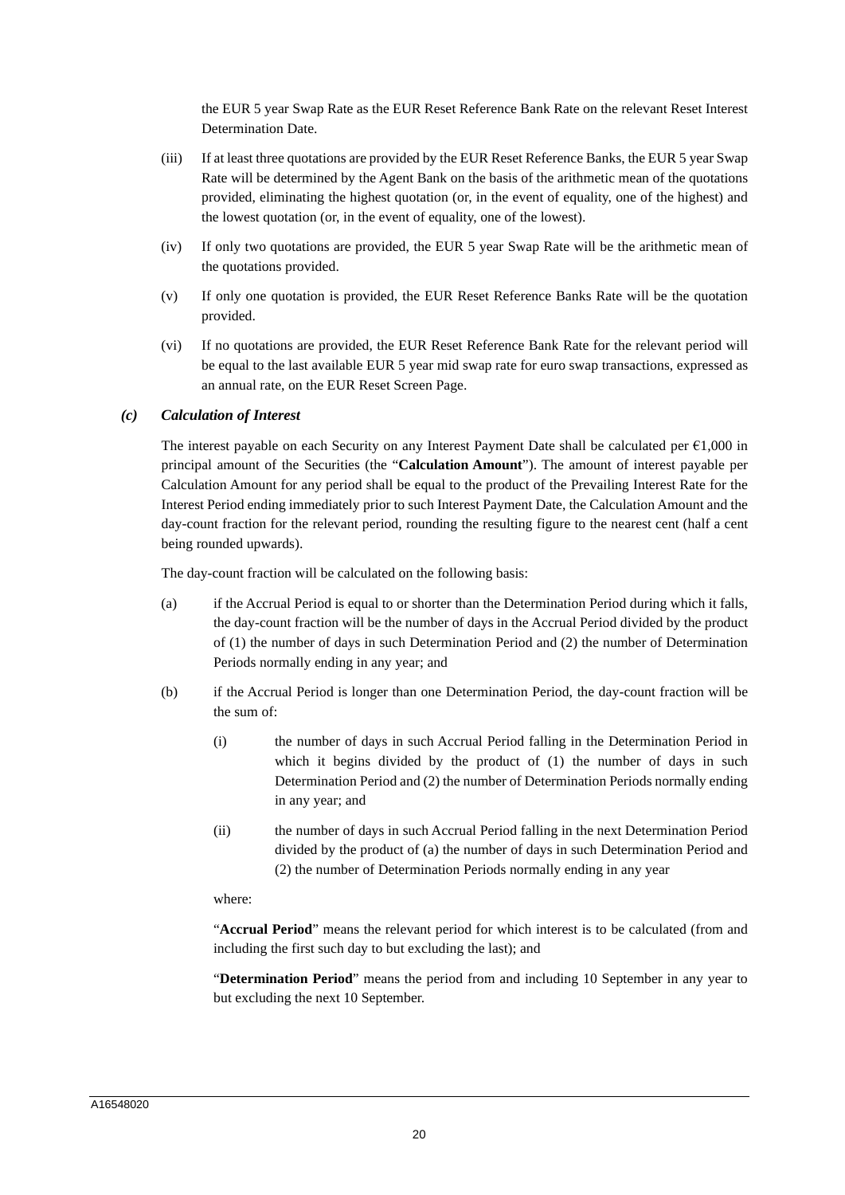the EUR 5 year Swap Rate as the EUR Reset Reference Bank Rate on the relevant Reset Interest Determination Date.

(iii) If at least three quotations are provided by the EUR Reset Reference Banks, the EUR 5 year Swap Rate will be determined by the Agent Bank on the basis of the arithmetic mean of the quotations provided, eliminating the highest quotation (or, in the event of equality, one of the highest) and the lowest quotation (or, in the event of equality, one of the lowest).

(iv) If only two quotations are provided, the EUR 5 year Swap Rate will be the arithmetic mean of the quotations provided.

(v) If only one quotation is provided, the EUR Reset Reference Banks Rate will be the quotation provided.

(vi) If no quotations are provided, the EUR Reset Reference Bank Rate for the relevant period will be equal to the last available EUR 5 year mid swap rate for euro swap transactions, expressed as an annual rate, on the EUR Reset Screen Page.

### *(c) Calculation of Interest*

The interest payable on each Security on any Interest Payment Date shall be calculated per €1,000 in principal amount of the Securities (the "**Calculation Amount**"). The amount of interest payable per Calculation Amount for any period shall be equal to the product of the Prevailing Interest Rate for the Interest Period ending immediately prior to such Interest Payment Date, the Calculation Amount and the day-count fraction for the relevant period, rounding the resulting figure to the nearest cent (half a cent being rounded upwards).

The day-count fraction will be calculated on the following basis:

(a) if the Accrual Period is equal to or shorter than the Determination Period during which it falls, the day-count fraction will be the number of days in the Accrual Period divided by the product of (1) the number of days in such Determination Period and (2) the number of Determination Periods normally ending in any year; and

(b) if the Accrual Period is longer than one Determination Period, the day-count fraction will be the sum of:

(i) the number of days in such Accrual Period falling in the Determination Period in which it begins divided by the product of (1) the number of days in such Determination Period and (2) the number of Determination Periods normally ending in any year; and

(ii) the number of days in such Accrual Period falling in the next Determination Period divided by the product of (a) the number of days in such Determination Period and (2) the number of Determination Periods normally ending in any year

where:

"**Accrual Period**" means the relevant period for which interest is to be calculated (from and including the first such day to but excluding the last); and

"**Determination Period**" means the period from and including 10 September in any year to but excluding the next 10 September.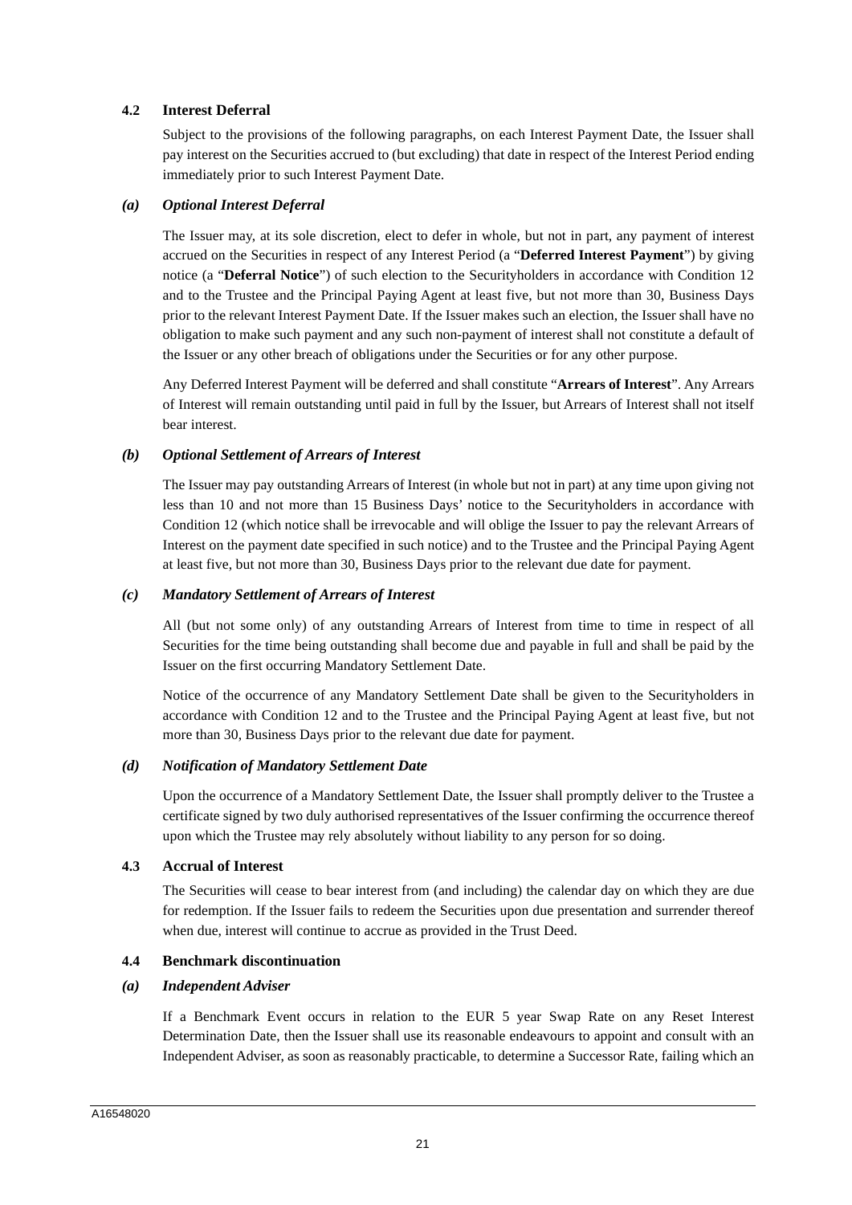### 4.2 Interest Deferral

Subject to the provisions of the following paragraphs, on each Interest Payment Date, the Issuer shall pay interest on the Securities accrued to (but excluding) that date in respect of the Interest Period ending immediately prior to such Interest Payment Date.

#### *(a) Optional Interest Deferral*

The Issuer may, at its sole discretion, elect to defer in whole, but not in part, any payment of interest accrued on the Securities in respect of any Interest Period (a "**Deferred Interest Payment**") by giving notice (a "**Deferral Notice**") of such election to the Securityholders in accordance with Condition 12 and to the Trustee and the Principal Paying Agent at least five, but not more than 30, Business Days prior to the relevant Interest Payment Date. If the Issuer makes such an election, the Issuer shall have no obligation to make such payment and any such non-payment of interest shall not constitute a default of the Issuer or any other breach of obligations under the Securities or for any other purpose.

Any Deferred Interest Payment will be deferred and shall constitute "**Arrears of Interest**". Any Arrears of Interest will remain outstanding until paid in full by the Issuer, but Arrears of Interest shall not itself bear interest.

#### *(b) Optional Settlement of Arrears of Interest*

The Issuer may pay outstanding Arrears of Interest (in whole but not in part) at any time upon giving not less than 10 and not more than 15 Business Days' notice to the Securityholders in accordance with Condition 12 (which notice shall be irrevocable and will oblige the Issuer to pay the relevant Arrears of Interest on the payment date specified in such notice) and to the Trustee and the Principal Paying Agent at least five, but not more than 30, Business Days prior to the relevant due date for payment.

#### *(c) Mandatory Settlement of Arrears of Interest*

All (but not some only) of any outstanding Arrears of Interest from time to time in respect of all Securities for the time being outstanding shall become due and payable in full and shall be paid by the Issuer on the first occurring Mandatory Settlement Date.

Notice of the occurrence of any Mandatory Settlement Date shall be given to the Securityholders in accordance with Condition 12 and to the Trustee and the Principal Paying Agent at least five, but not more than 30, Business Days prior to the relevant due date for payment.

#### *(d) Notification of Mandatory Settlement Date*

Upon the occurrence of a Mandatory Settlement Date, the Issuer shall promptly deliver to the Trustee a certificate signed by two duly authorised representatives of the Issuer confirming the occurrence thereof upon which the Trustee may rely absolutely without liability to any person for so doing.

### 4.3 Accrual of Interest

The Securities will cease to bear interest from (and including) the calendar day on which they are due for redemption. If the Issuer fails to redeem the Securities upon due presentation and surrender thereof when due, interest will continue to accrue as provided in the Trust Deed.

### 4.4 Benchmark discontinuation

#### *(a) Independent Adviser*

If a Benchmark Event occurs in relation to the EUR 5 year Swap Rate on any Reset Interest Determination Date, then the Issuer shall use its reasonable endeavours to appoint and consult with an Independent Adviser, as soon as reasonably practicable, to determine a Successor Rate, failing which an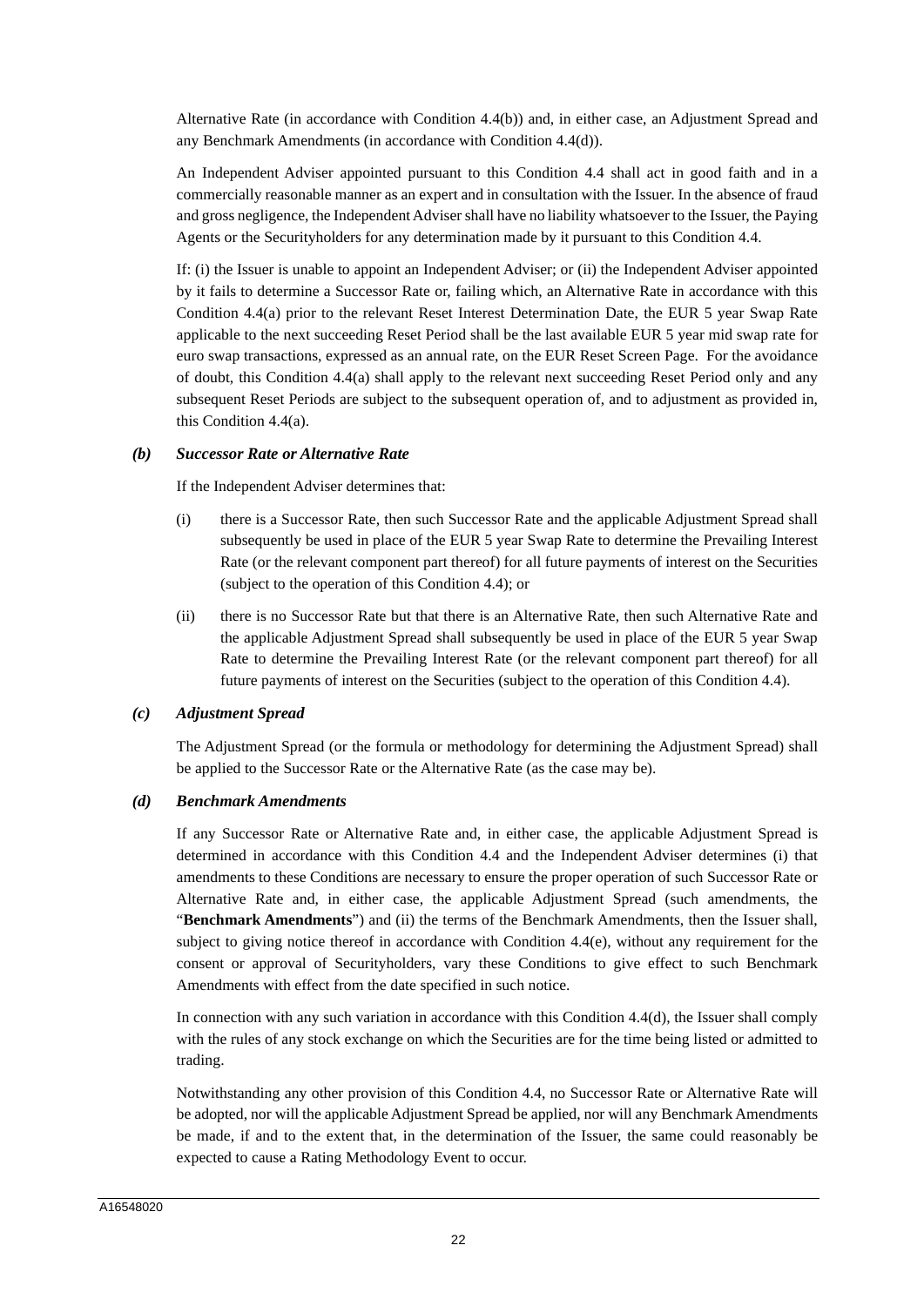Alternative Rate (in accordance with Condition 4.4(b)) and, in either case, an Adjustment Spread and any Benchmark Amendments (in accordance with Condition 4.4(d)).

An Independent Adviser appointed pursuant to this Condition 4.4 shall act in good faith and in a commercially reasonable manner as an expert and in consultation with the Issuer. In the absence of fraud and gross negligence, the Independent Adviser shall have no liability whatsoever to the Issuer, the Paying Agents or the Securityholders for any determination made by it pursuant to this Condition 4.4.

If: (i) the Issuer is unable to appoint an Independent Adviser; or (ii) the Independent Adviser appointed by it fails to determine a Successor Rate or, failing which, an Alternative Rate in accordance with this Condition 4.4(a) prior to the relevant Reset Interest Determination Date, the EUR 5 year Swap Rate applicable to the next succeeding Reset Period shall be the last available EUR 5 year mid swap rate for euro swap transactions, expressed as an annual rate, on the EUR Reset Screen Page. For the avoidance of doubt, this Condition 4.4(a) shall apply to the relevant next succeeding Reset Period only and any subsequent Reset Periods are subject to the subsequent operation of, and to adjustment as provided in, this Condition 4.4(a).

***(b) Successor Rate or Alternative Rate***

If the Independent Adviser determines that:

(i) there is a Successor Rate, then such Successor Rate and the applicable Adjustment Spread shall subsequently be used in place of the EUR 5 year Swap Rate to determine the Prevailing Interest Rate (or the relevant component part thereof) for all future payments of interest on the Securities (subject to the operation of this Condition 4.4); or

(ii) there is no Successor Rate but that there is an Alternative Rate, then such Alternative Rate and the applicable Adjustment Spread shall subsequently be used in place of the EUR 5 year Swap Rate to determine the Prevailing Interest Rate (or the relevant component part thereof) for all future payments of interest on the Securities (subject to the operation of this Condition 4.4).

***(c) Adjustment Spread***

The Adjustment Spread (or the formula or methodology for determining the Adjustment Spread) shall be applied to the Successor Rate or the Alternative Rate (as the case may be).

***(d) Benchmark Amendments***

If any Successor Rate or Alternative Rate and, in either case, the applicable Adjustment Spread is determined in accordance with this Condition 4.4 and the Independent Adviser determines (i) that amendments to these Conditions are necessary to ensure the proper operation of such Successor Rate or Alternative Rate and, in either case, the applicable Adjustment Spread (such amendments, the "**Benchmark Amendments**") and (ii) the terms of the Benchmark Amendments, then the Issuer shall, subject to giving notice thereof in accordance with Condition 4.4(e), without any requirement for the consent or approval of Securityholders, vary these Conditions to give effect to such Benchmark Amendments with effect from the date specified in such notice.

In connection with any such variation in accordance with this Condition 4.4(d), the Issuer shall comply with the rules of any stock exchange on which the Securities are for the time being listed or admitted to trading.

Notwithstanding any other provision of this Condition 4.4, no Successor Rate or Alternative Rate will be adopted, nor will the applicable Adjustment Spread be applied, nor will any Benchmark Amendments be made, if and to the extent that, in the determination of the Issuer, the same could reasonably be expected to cause a Rating Methodology Event to occur.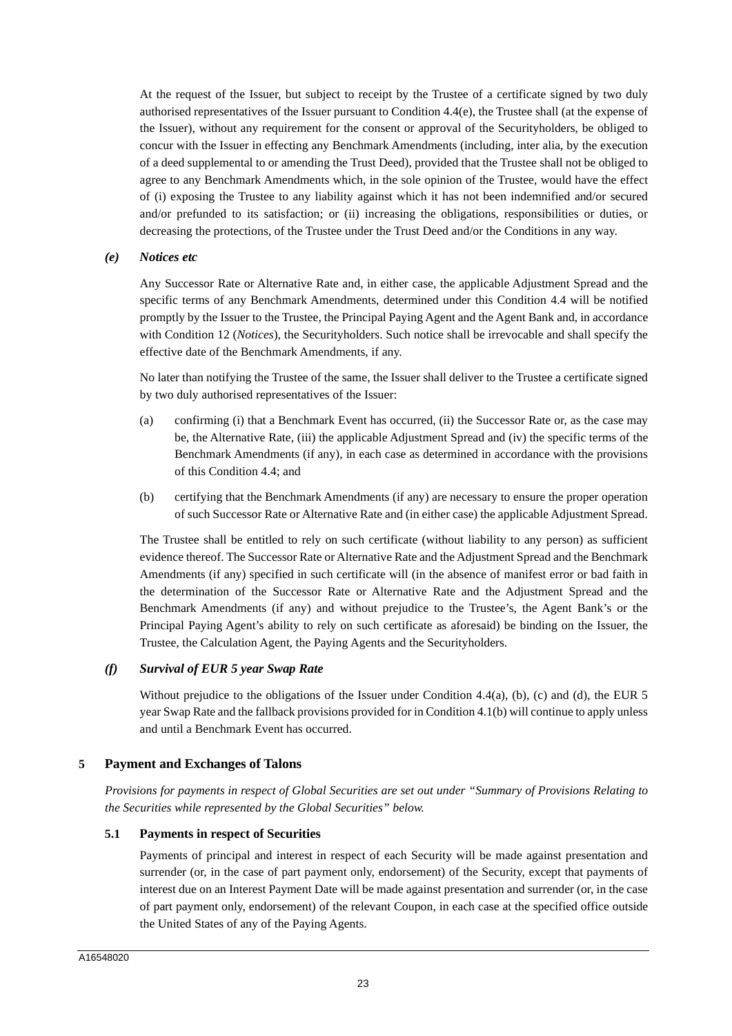At the request of the Issuer, but subject to receipt by the Trustee of a certificate signed by two duly authorised representatives of the Issuer pursuant to Condition 4.4(e), the Trustee shall (at the expense of the Issuer), without any requirement for the consent or approval of the Securityholders, be obliged to concur with the Issuer in effecting any Benchmark Amendments (including, inter alia, by the execution of a deed supplemental to or amending the Trust Deed), provided that the Trustee shall not be obliged to agree to any Benchmark Amendments which, in the sole opinion of the Trustee, would have the effect of (i) exposing the Trustee to any liability against which it has not been indemnified and/or secured and/or prefunded to its satisfaction; or (ii) increasing the obligations, responsibilities or duties, or decreasing the protections, of the Trustee under the Trust Deed and/or the Conditions in any way.

### *(e) Notices etc*

Any Successor Rate or Alternative Rate and, in either case, the applicable Adjustment Spread and the specific terms of any Benchmark Amendments, determined under this Condition 4.4 will be notified promptly by the Issuer to the Trustee, the Principal Paying Agent and the Agent Bank and, in accordance with Condition 12 (*Notices*), the Securityholders. Such notice shall be irrevocable and shall specify the effective date of the Benchmark Amendments, if any.

No later than notifying the Trustee of the same, the Issuer shall deliver to the Trustee a certificate signed by two duly authorised representatives of the Issuer:

(a) confirming (i) that a Benchmark Event has occurred, (ii) the Successor Rate or, as the case may be, the Alternative Rate, (iii) the applicable Adjustment Spread and (iv) the specific terms of the Benchmark Amendments (if any), in each case as determined in accordance with the provisions of this Condition 4.4; and

(b) certifying that the Benchmark Amendments (if any) are necessary to ensure the proper operation of such Successor Rate or Alternative Rate and (in either case) the applicable Adjustment Spread.

The Trustee shall be entitled to rely on such certificate (without liability to any person) as sufficient evidence thereof. The Successor Rate or Alternative Rate and the Adjustment Spread and the Benchmark Amendments (if any) specified in such certificate will (in the absence of manifest error or bad faith in the determination of the Successor Rate or Alternative Rate and the Adjustment Spread and the Benchmark Amendments (if any) and without prejudice to the Trustee's, the Agent Bank's or the Principal Paying Agent's ability to rely on such certificate as aforesaid) be binding on the Issuer, the Trustee, the Calculation Agent, the Paying Agents and the Securityholders.

### *(f) Survival of EUR 5 year Swap Rate*

Without prejudice to the obligations of the Issuer under Condition 4.4(a), (b), (c) and (d), the EUR 5 year Swap Rate and the fallback provisions provided for in Condition 4.1(b) will continue to apply unless and until a Benchmark Event has occurred.

## 5 Payment and Exchanges of Talons

*Provisions for payments in respect of Global Securities are set out under "Summary of Provisions Relating to the Securities while represented by the Global Securities" below.*

### 5.1 Payments in respect of Securities

Payments of principal and interest in respect of each Security will be made against presentation and surrender (or, in the case of part payment only, endorsement) of the Security, except that payments of interest due on an Interest Payment Date will be made against presentation and surrender (or, in the case of part payment only, endorsement) of the relevant Coupon, in each case at the specified office outside the United States of any of the Paying Agents.

A16548020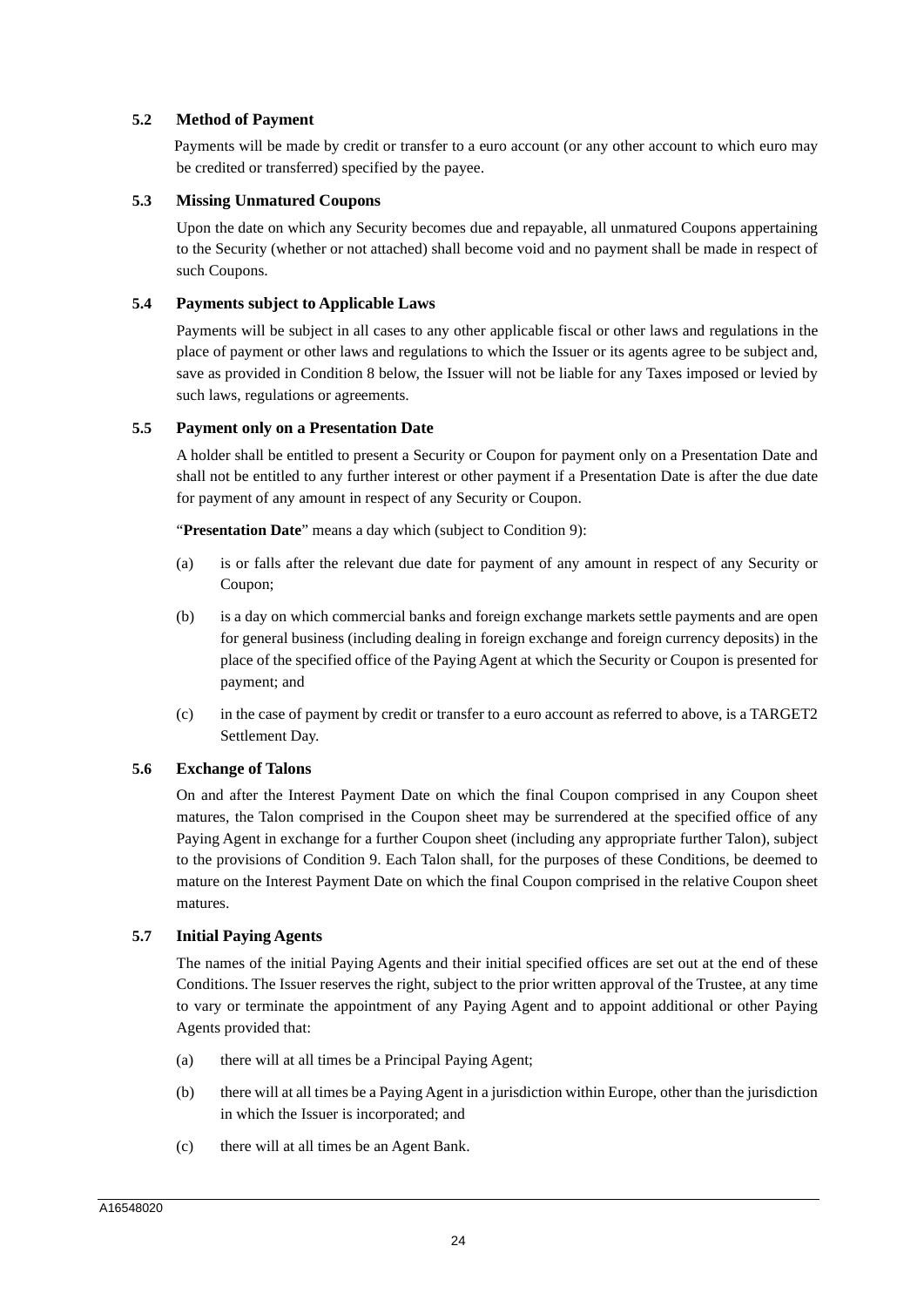### 5.2 Method of Payment

Payments will be made by credit or transfer to a euro account (or any other account to which euro may be credited or transferred) specified by the payee.

### 5.3 Missing Unmatured Coupons

Upon the date on which any Security becomes due and repayable, all unmatured Coupons appertaining to the Security (whether or not attached) shall become void and no payment shall be made in respect of such Coupons.

### 5.4 Payments subject to Applicable Laws

Payments will be subject in all cases to any other applicable fiscal or other laws and regulations in the place of payment or other laws and regulations to which the Issuer or its agents agree to be subject and, save as provided in Condition 8 below, the Issuer will not be liable for any Taxes imposed or levied by such laws, regulations or agreements.

### 5.5 Payment only on a Presentation Date

A holder shall be entitled to present a Security or Coupon for payment only on a Presentation Date and shall not be entitled to any further interest or other payment if a Presentation Date is after the due date for payment of any amount in respect of any Security or Coupon.

"**Presentation Date**" means a day which (subject to Condition 9):

(a) is or falls after the relevant due date for payment of any amount in respect of any Security or Coupon;

(b) is a day on which commercial banks and foreign exchange markets settle payments and are open for general business (including dealing in foreign exchange and foreign currency deposits) in the place of the specified office of the Paying Agent at which the Security or Coupon is presented for payment; and

(c) in the case of payment by credit or transfer to a euro account as referred to above, is a TARGET2 Settlement Day.

### 5.6 Exchange of Talons

On and after the Interest Payment Date on which the final Coupon comprised in any Coupon sheet matures, the Talon comprised in the Coupon sheet may be surrendered at the specified office of any Paying Agent in exchange for a further Coupon sheet (including any appropriate further Talon), subject to the provisions of Condition 9. Each Talon shall, for the purposes of these Conditions, be deemed to mature on the Interest Payment Date on which the final Coupon comprised in the relative Coupon sheet matures.

### 5.7 Initial Paying Agents

The names of the initial Paying Agents and their initial specified offices are set out at the end of these Conditions. The Issuer reserves the right, subject to the prior written approval of the Trustee, at any time to vary or terminate the appointment of any Paying Agent and to appoint additional or other Paying Agents provided that:

(a) there will at all times be a Principal Paying Agent;

(b) there will at all times be a Paying Agent in a jurisdiction within Europe, other than the jurisdiction in which the Issuer is incorporated; and

(c) there will at all times be an Agent Bank.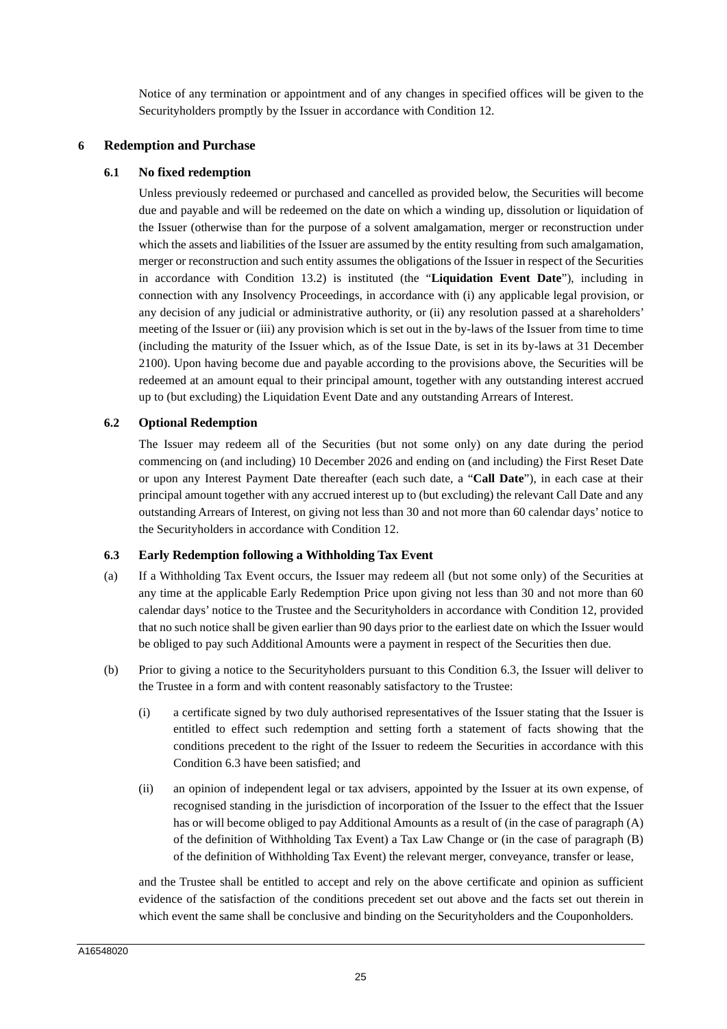Notice of any termination or appointment and of any changes in specified offices will be given to the Securityholders promptly by the Issuer in accordance with Condition 12.

## 6 Redemption and Purchase

### 6.1 No fixed redemption

Unless previously redeemed or purchased and cancelled as provided below, the Securities will become due and payable and will be redeemed on the date on which a winding up, dissolution or liquidation of the Issuer (otherwise than for the purpose of a solvent amalgamation, merger or reconstruction under which the assets and liabilities of the Issuer are assumed by the entity resulting from such amalgamation, merger or reconstruction and such entity assumes the obligations of the Issuer in respect of the Securities in accordance with Condition 13.2) is instituted (the "**Liquidation Event Date**"), including in connection with any Insolvency Proceedings, in accordance with (i) any applicable legal provision, or any decision of any judicial or administrative authority, or (ii) any resolution passed at a shareholders' meeting of the Issuer or (iii) any provision which is set out in the by-laws of the Issuer from time to time (including the maturity of the Issuer which, as of the Issue Date, is set in its by-laws at 31 December 2100). Upon having become due and payable according to the provisions above, the Securities will be redeemed at an amount equal to their principal amount, together with any outstanding interest accrued up to (but excluding) the Liquidation Event Date and any outstanding Arrears of Interest.

### 6.2 Optional Redemption

The Issuer may redeem all of the Securities (but not some only) on any date during the period commencing on (and including) 10 December 2026 and ending on (and including) the First Reset Date or upon any Interest Payment Date thereafter (each such date, a "**Call Date**"), in each case at their principal amount together with any accrued interest up to (but excluding) the relevant Call Date and any outstanding Arrears of Interest, on giving not less than 30 and not more than 60 calendar days' notice to the Securityholders in accordance with Condition 12.

### 6.3 Early Redemption following a Withholding Tax Event

(a) If a Withholding Tax Event occurs, the Issuer may redeem all (but not some only) of the Securities at any time at the applicable Early Redemption Price upon giving not less than 30 and not more than 60 calendar days' notice to the Trustee and the Securityholders in accordance with Condition 12, provided that no such notice shall be given earlier than 90 days prior to the earliest date on which the Issuer would be obliged to pay such Additional Amounts were a payment in respect of the Securities then due.

(b) Prior to giving a notice to the Securityholders pursuant to this Condition 6.3, the Issuer will deliver to the Trustee in a form and with content reasonably satisfactory to the Trustee:

(i) a certificate signed by two duly authorised representatives of the Issuer stating that the Issuer is entitled to effect such redemption and setting forth a statement of facts showing that the conditions precedent to the right of the Issuer to redeem the Securities in accordance with this Condition 6.3 have been satisfied; and

(ii) an opinion of independent legal or tax advisers, appointed by the Issuer at its own expense, of recognised standing in the jurisdiction of incorporation of the Issuer to the effect that the Issuer has or will become obliged to pay Additional Amounts as a result of (in the case of paragraph (A) of the definition of Withholding Tax Event) a Tax Law Change or (in the case of paragraph (B) of the definition of Withholding Tax Event) the relevant merger, conveyance, transfer or lease,

and the Trustee shall be entitled to accept and rely on the above certificate and opinion as sufficient evidence of the satisfaction of the conditions precedent set out above and the facts set out therein in which event the same shall be conclusive and binding on the Securityholders and the Couponholders.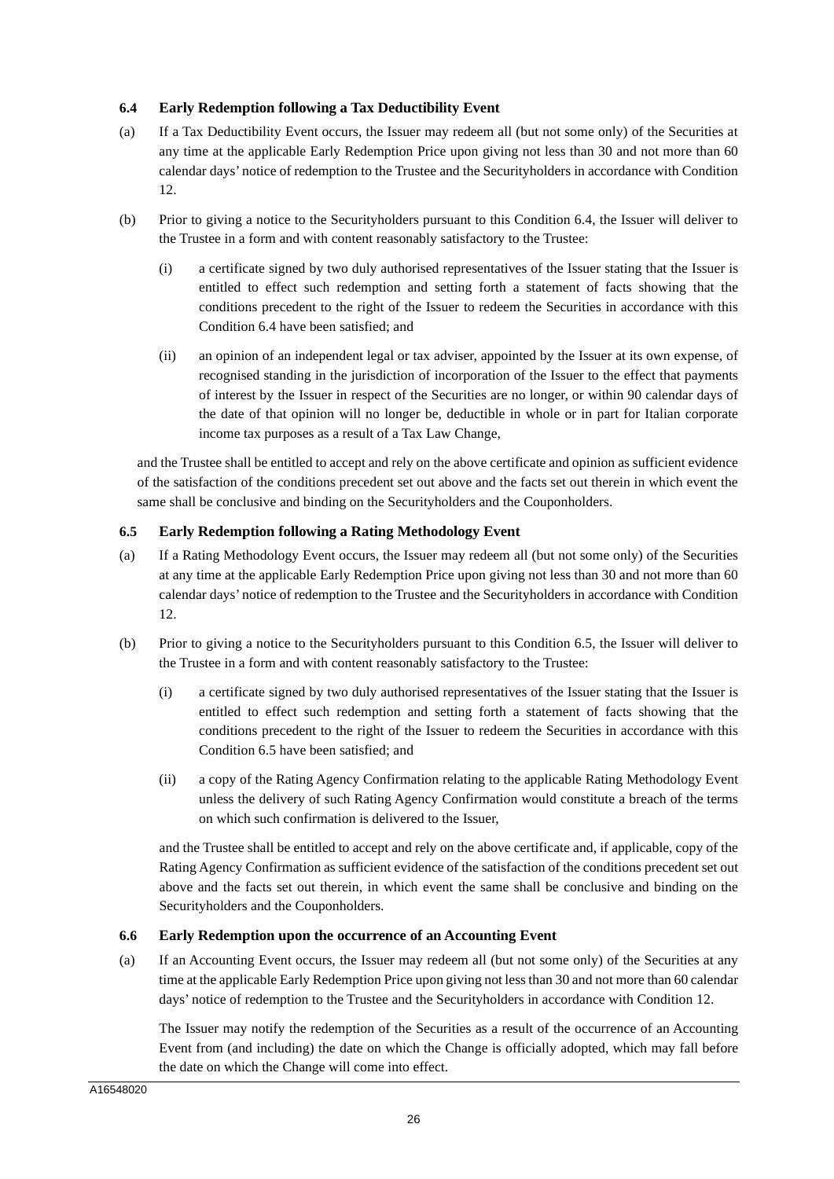### 6.4 Early Redemption following a Tax Deductibility Event

(a) If a Tax Deductibility Event occurs, the Issuer may redeem all (but not some only) of the Securities at any time at the applicable Early Redemption Price upon giving not less than 30 and not more than 60 calendar days' notice of redemption to the Trustee and the Securityholders in accordance with Condition 12.

(b) Prior to giving a notice to the Securityholders pursuant to this Condition 6.4, the Issuer will deliver to the Trustee in a form and with content reasonably satisfactory to the Trustee:

(i) a certificate signed by two duly authorised representatives of the Issuer stating that the Issuer is entitled to effect such redemption and setting forth a statement of facts showing that the conditions precedent to the right of the Issuer to redeem the Securities in accordance with this Condition 6.4 have been satisfied; and

(ii) an opinion of an independent legal or tax adviser, appointed by the Issuer at its own expense, of recognised standing in the jurisdiction of incorporation of the Issuer to the effect that payments of interest by the Issuer in respect of the Securities are no longer, or within 90 calendar days of the date of that opinion will no longer be, deductible in whole or in part for Italian corporate income tax purposes as a result of a Tax Law Change,

and the Trustee shall be entitled to accept and rely on the above certificate and opinion as sufficient evidence of the satisfaction of the conditions precedent set out above and the facts set out therein in which event the same shall be conclusive and binding on the Securityholders and the Couponholders.

### 6.5 Early Redemption following a Rating Methodology Event

(a) If a Rating Methodology Event occurs, the Issuer may redeem all (but not some only) of the Securities at any time at the applicable Early Redemption Price upon giving not less than 30 and not more than 60 calendar days' notice of redemption to the Trustee and the Securityholders in accordance with Condition 12.

(b) Prior to giving a notice to the Securityholders pursuant to this Condition 6.5, the Issuer will deliver to the Trustee in a form and with content reasonably satisfactory to the Trustee:

(i) a certificate signed by two duly authorised representatives of the Issuer stating that the Issuer is entitled to effect such redemption and setting forth a statement of facts showing that the conditions precedent to the right of the Issuer to redeem the Securities in accordance with this Condition 6.5 have been satisfied; and

(ii) a copy of the Rating Agency Confirmation relating to the applicable Rating Methodology Event unless the delivery of such Rating Agency Confirmation would constitute a breach of the terms on which such confirmation is delivered to the Issuer,

and the Trustee shall be entitled to accept and rely on the above certificate and, if applicable, copy of the Rating Agency Confirmation as sufficient evidence of the satisfaction of the conditions precedent set out above and the facts set out therein, in which event the same shall be conclusive and binding on the Securityholders and the Couponholders.

### 6.6 Early Redemption upon the occurrence of an Accounting Event

(a) If an Accounting Event occurs, the Issuer may redeem all (but not some only) of the Securities at any time at the applicable Early Redemption Price upon giving not less than 30 and not more than 60 calendar days' notice of redemption to the Trustee and the Securityholders in accordance with Condition 12.

The Issuer may notify the redemption of the Securities as a result of the occurrence of an Accounting Event from (and including) the date on which the Change is officially adopted, which may fall before the date on which the Change will come into effect.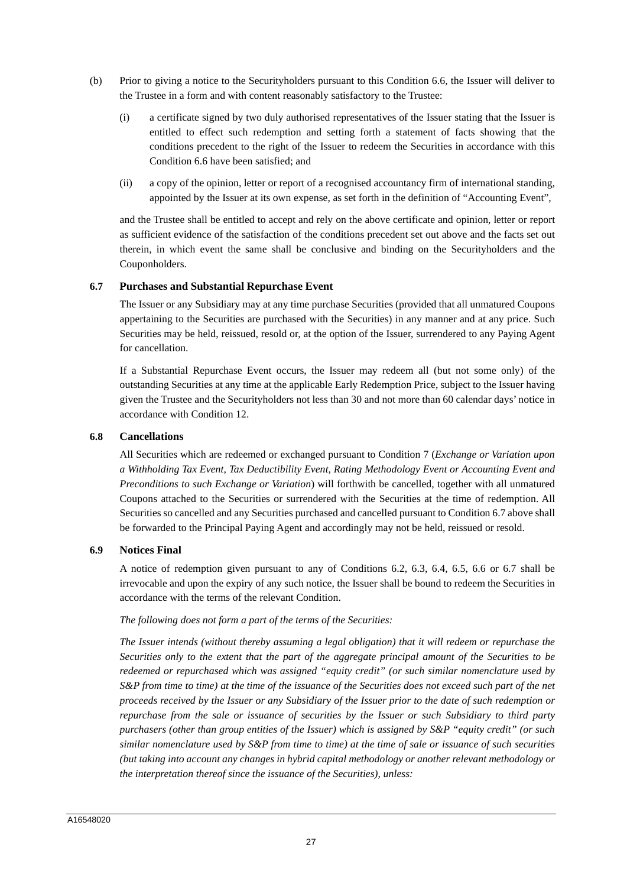(b) Prior to giving a notice to the Securityholders pursuant to this Condition 6.6, the Issuer will deliver to the Trustee in a form and with content reasonably satisfactory to the Trustee:

(i) a certificate signed by two duly authorised representatives of the Issuer stating that the Issuer is entitled to effect such redemption and setting forth a statement of facts showing that the conditions precedent to the right of the Issuer to redeem the Securities in accordance with this Condition 6.6 have been satisfied; and

(ii) a copy of the opinion, letter or report of a recognised accountancy firm of international standing, appointed by the Issuer at its own expense, as set forth in the definition of "Accounting Event",

and the Trustee shall be entitled to accept and rely on the above certificate and opinion, letter or report as sufficient evidence of the satisfaction of the conditions precedent set out above and the facts set out therein, in which event the same shall be conclusive and binding on the Securityholders and the Couponholders.

### 6.7 Purchases and Substantial Repurchase Event

The Issuer or any Subsidiary may at any time purchase Securities (provided that all unmatured Coupons appertaining to the Securities are purchased with the Securities) in any manner and at any price. Such Securities may be held, reissued, resold or, at the option of the Issuer, surrendered to any Paying Agent for cancellation.

If a Substantial Repurchase Event occurs, the Issuer may redeem all (but not some only) of the outstanding Securities at any time at the applicable Early Redemption Price, subject to the Issuer having given the Trustee and the Securityholders not less than 30 and not more than 60 calendar days' notice in accordance with Condition 12.

### 6.8 Cancellations

All Securities which are redeemed or exchanged pursuant to Condition 7 (*Exchange or Variation upon a Withholding Tax Event, Tax Deductibility Event, Rating Methodology Event or Accounting Event and Preconditions to such Exchange or Variation*) will forthwith be cancelled, together with all unmatured Coupons attached to the Securities or surrendered with the Securities at the time of redemption. All Securities so cancelled and any Securities purchased and cancelled pursuant to Condition 6.7 above shall be forwarded to the Principal Paying Agent and accordingly may not be held, reissued or resold.

### 6.9 Notices Final

A notice of redemption given pursuant to any of Conditions 6.2, 6.3, 6.4, 6.5, 6.6 or 6.7 shall be irrevocable and upon the expiry of any such notice, the Issuer shall be bound to redeem the Securities in accordance with the terms of the relevant Condition.

*The following does not form a part of the terms of the Securities:*

*The Issuer intends (without thereby assuming a legal obligation) that it will redeem or repurchase the Securities only to the extent that the part of the aggregate principal amount of the Securities to be redeemed or repurchased which was assigned "equity credit" (or such similar nomenclature used by S&P from time to time) at the time of the issuance of the Securities does not exceed such part of the net proceeds received by the Issuer or any Subsidiary of the Issuer prior to the date of such redemption or repurchase from the sale or issuance of securities by the Issuer or such Subsidiary to third party purchasers (other than group entities of the Issuer) which is assigned by S&P "equity credit" (or such similar nomenclature used by S&P from time to time) at the time of sale or issuance of such securities (but taking into account any changes in hybrid capital methodology or another relevant methodology or the interpretation thereof since the issuance of the Securities), unless:*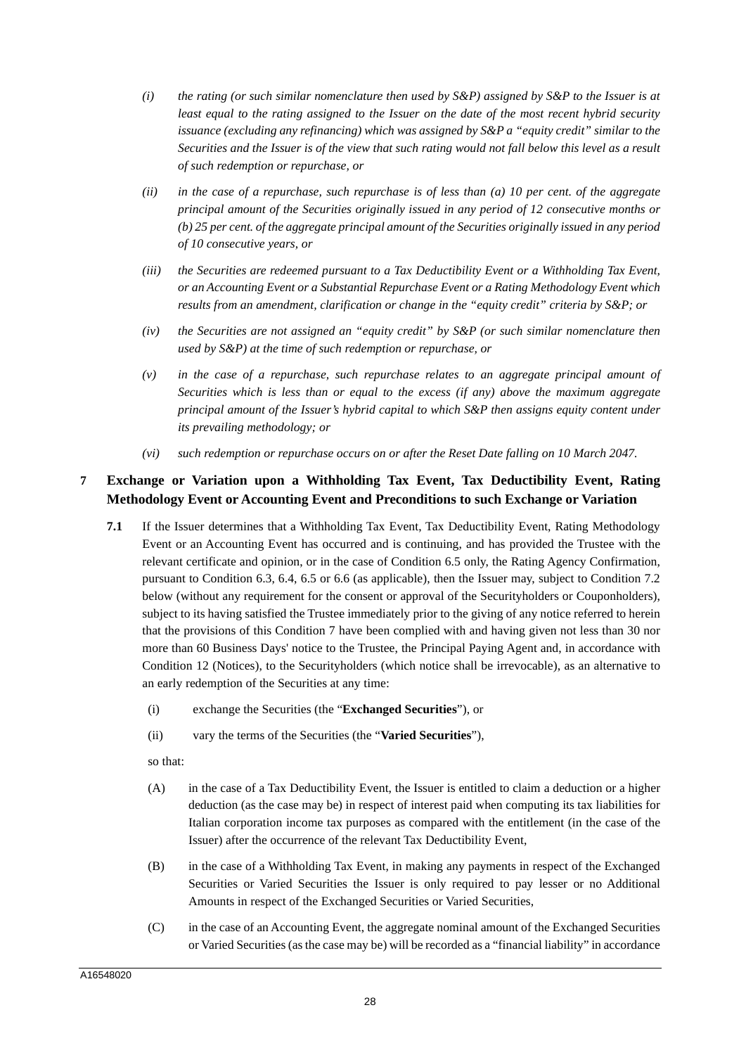*(i) the rating (or such similar nomenclature then used by S&P) assigned by S&P to the Issuer is at least equal to the rating assigned to the Issuer on the date of the most recent hybrid security issuance (excluding any refinancing) which was assigned by S&P a "equity credit" similar to the Securities and the Issuer is of the view that such rating would not fall below this level as a result of such redemption or repurchase, or*

*(ii) in the case of a repurchase, such repurchase is of less than (a) 10 per cent. of the aggregate principal amount of the Securities originally issued in any period of 12 consecutive months or (b) 25 per cent. of the aggregate principal amount of the Securities originally issued in any period of 10 consecutive years, or*

*(iii) the Securities are redeemed pursuant to a Tax Deductibility Event or a Withholding Tax Event, or an Accounting Event or a Substantial Repurchase Event or a Rating Methodology Event which results from an amendment, clarification or change in the "equity credit" criteria by S&P; or*

*(iv) the Securities are not assigned an "equity credit" by S&P (or such similar nomenclature then used by S&P) at the time of such redemption or repurchase, or*

*(v) in the case of a repurchase, such repurchase relates to an aggregate principal amount of Securities which is less than or equal to the excess (if any) above the maximum aggregate principal amount of the Issuer's hybrid capital to which S&P then assigns equity content under its prevailing methodology; or*

*(vi) such redemption or repurchase occurs on or after the Reset Date falling on 10 March 2047.*

## 7 Exchange or Variation upon a Withholding Tax Event, Tax Deductibility Event, Rating Methodology Event or Accounting Event and Preconditions to such Exchange or Variation

**7.1** If the Issuer determines that a Withholding Tax Event, Tax Deductibility Event, Rating Methodology Event or an Accounting Event has occurred and is continuing, and has provided the Trustee with the relevant certificate and opinion, or in the case of Condition 6.5 only, the Rating Agency Confirmation, pursuant to Condition 6.3, 6.4, 6.5 or 6.6 (as applicable), then the Issuer may, subject to Condition 7.2 below (without any requirement for the consent or approval of the Securityholders or Couponholders), subject to its having satisfied the Trustee immediately prior to the giving of any notice referred to herein that the provisions of this Condition 7 have been complied with and having given not less than 30 nor more than 60 Business Days' notice to the Trustee, the Principal Paying Agent and, in accordance with Condition 12 (Notices), to the Securityholders (which notice shall be irrevocable), as an alternative to an early redemption of the Securities at any time:

(i) exchange the Securities (the "**Exchanged Securities**"), or

(ii) vary the terms of the Securities (the "**Varied Securities**"),

so that:

(A) in the case of a Tax Deductibility Event, the Issuer is entitled to claim a deduction or a higher deduction (as the case may be) in respect of interest paid when computing its tax liabilities for Italian corporation income tax purposes as compared with the entitlement (in the case of the Issuer) after the occurrence of the relevant Tax Deductibility Event,

(B) in the case of a Withholding Tax Event, in making any payments in respect of the Exchanged Securities or Varied Securities the Issuer is only required to pay lesser or no Additional Amounts in respect of the Exchanged Securities or Varied Securities,

(C) in the case of an Accounting Event, the aggregate nominal amount of the Exchanged Securities or Varied Securities (as the case may be) will be recorded as a "financial liability" in accordance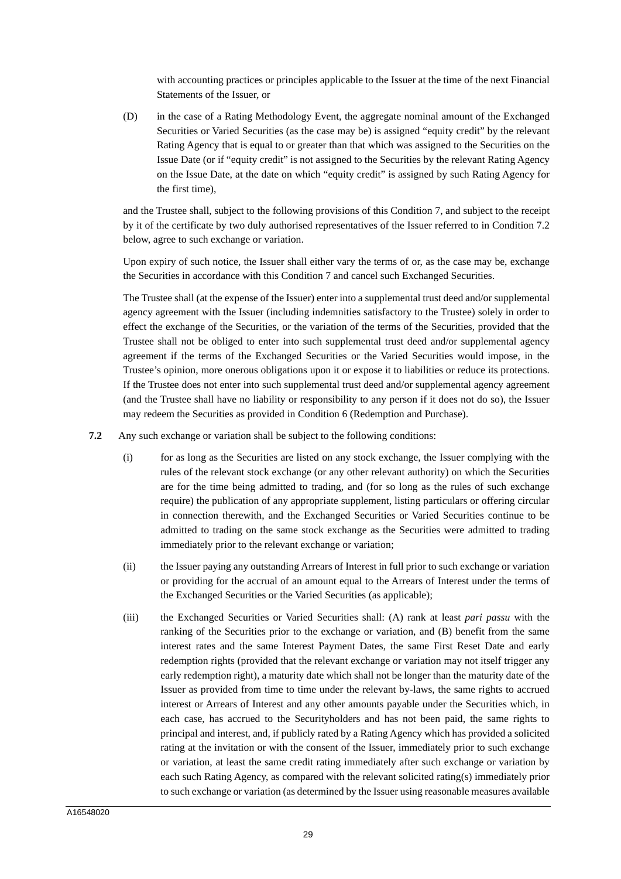with accounting practices or principles applicable to the Issuer at the time of the next Financial Statements of the Issuer, or

(D) in the case of a Rating Methodology Event, the aggregate nominal amount of the Exchanged Securities or Varied Securities (as the case may be) is assigned "equity credit" by the relevant Rating Agency that is equal to or greater than that which was assigned to the Securities on the Issue Date (or if "equity credit" is not assigned to the Securities by the relevant Rating Agency on the Issue Date, at the date on which "equity credit" is assigned by such Rating Agency for the first time),

and the Trustee shall, subject to the following provisions of this Condition 7, and subject to the receipt by it of the certificate by two duly authorised representatives of the Issuer referred to in Condition 7.2 below, agree to such exchange or variation.

Upon expiry of such notice, the Issuer shall either vary the terms of or, as the case may be, exchange the Securities in accordance with this Condition 7 and cancel such Exchanged Securities.

The Trustee shall (at the expense of the Issuer) enter into a supplemental trust deed and/or supplemental agency agreement with the Issuer (including indemnities satisfactory to the Trustee) solely in order to effect the exchange of the Securities, or the variation of the terms of the Securities, provided that the Trustee shall not be obliged to enter into such supplemental trust deed and/or supplemental agency agreement if the terms of the Exchanged Securities or the Varied Securities would impose, in the Trustee's opinion, more onerous obligations upon it or expose it to liabilities or reduce its protections. If the Trustee does not enter into such supplemental trust deed and/or supplemental agency agreement (and the Trustee shall have no liability or responsibility to any person if it does not do so), the Issuer may redeem the Securities as provided in Condition 6 (Redemption and Purchase).

**7.2** Any such exchange or variation shall be subject to the following conditions:

(i) for as long as the Securities are listed on any stock exchange, the Issuer complying with the rules of the relevant stock exchange (or any other relevant authority) on which the Securities are for the time being admitted to trading, and (for so long as the rules of such exchange require) the publication of any appropriate supplement, listing particulars or offering circular in connection therewith, and the Exchanged Securities or Varied Securities continue to be admitted to trading on the same stock exchange as the Securities were admitted to trading immediately prior to the relevant exchange or variation;

(ii) the Issuer paying any outstanding Arrears of Interest in full prior to such exchange or variation or providing for the accrual of an amount equal to the Arrears of Interest under the terms of the Exchanged Securities or the Varied Securities (as applicable);

(iii) the Exchanged Securities or Varied Securities shall: (A) rank at least *pari passu* with the ranking of the Securities prior to the exchange or variation, and (B) benefit from the same interest rates and the same Interest Payment Dates, the same First Reset Date and early redemption rights (provided that the relevant exchange or variation may not itself trigger any early redemption right), a maturity date which shall not be longer than the maturity date of the Issuer as provided from time to time under the relevant by-laws, the same rights to accrued interest or Arrears of Interest and any other amounts payable under the Securities which, in each case, has accrued to the Securityholders and has not been paid, the same rights to principal and interest, and, if publicly rated by a Rating Agency which has provided a solicited rating at the invitation or with the consent of the Issuer, immediately prior to such exchange or variation, at least the same credit rating immediately after such exchange or variation by each such Rating Agency, as compared with the relevant solicited rating(s) immediately prior to such exchange or variation (as determined by the Issuer using reasonable measures available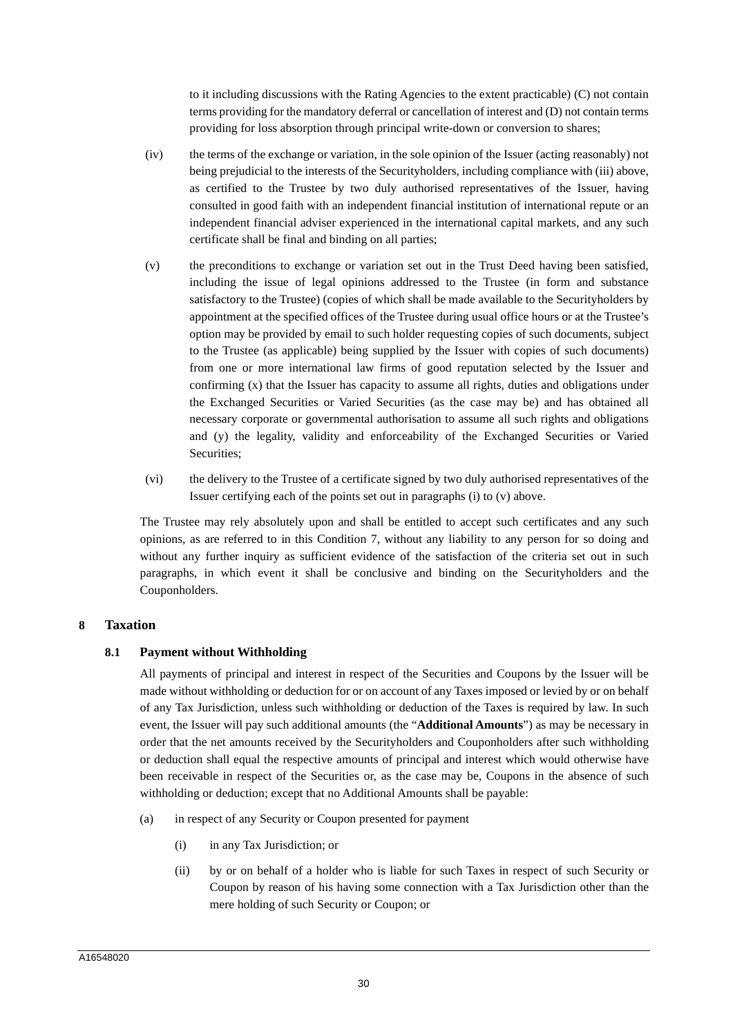to it including discussions with the Rating Agencies to the extent practicable) (C) not contain terms providing for the mandatory deferral or cancellation of interest and (D) not contain terms providing for loss absorption through principal write-down or conversion to shares;

(iv) the terms of the exchange or variation, in the sole opinion of the Issuer (acting reasonably) not being prejudicial to the interests of the Securityholders, including compliance with (iii) above, as certified to the Trustee by two duly authorised representatives of the Issuer, having consulted in good faith with an independent financial institution of international repute or an independent financial adviser experienced in the international capital markets, and any such certificate shall be final and binding on all parties;

(v) the preconditions to exchange or variation set out in the Trust Deed having been satisfied, including the issue of legal opinions addressed to the Trustee (in form and substance satisfactory to the Trustee) (copies of which shall be made available to the Securityholders by appointment at the specified offices of the Trustee during usual office hours or at the Trustee's option may be provided by email to such holder requesting copies of such documents, subject to the Trustee (as applicable) being supplied by the Issuer with copies of such documents) from one or more international law firms of good reputation selected by the Issuer and confirming (x) that the Issuer has capacity to assume all rights, duties and obligations under the Exchanged Securities or Varied Securities (as the case may be) and has obtained all necessary corporate or governmental authorisation to assume all such rights and obligations and (y) the legality, validity and enforceability of the Exchanged Securities or Varied Securities;

(vi) the delivery to the Trustee of a certificate signed by two duly authorised representatives of the Issuer certifying each of the points set out in paragraphs (i) to (v) above.

The Trustee may rely absolutely upon and shall be entitled to accept such certificates and any such opinions, as are referred to in this Condition 7, without any liability to any person for so doing and without any further inquiry as sufficient evidence of the satisfaction of the criteria set out in such paragraphs, in which event it shall be conclusive and binding on the Securityholders and the Couponholders.

## 8 Taxation

### 8.1 Payment without Withholding

All payments of principal and interest in respect of the Securities and Coupons by the Issuer will be made without withholding or deduction for or on account of any Taxes imposed or levied by or on behalf of any Tax Jurisdiction, unless such withholding or deduction of the Taxes is required by law. In such event, the Issuer will pay such additional amounts (the "**Additional Amounts**") as may be necessary in order that the net amounts received by the Securityholders and Couponholders after such withholding or deduction shall equal the respective amounts of principal and interest which would otherwise have been receivable in respect of the Securities or, as the case may be, Coupons in the absence of such withholding or deduction; except that no Additional Amounts shall be payable:

(a) in respect of any Security or Coupon presented for payment

  (i) in any Tax Jurisdiction; or

  (ii) by or on behalf of a holder who is liable for such Taxes in respect of such Security or Coupon by reason of his having some connection with a Tax Jurisdiction other than the mere holding of such Security or Coupon; or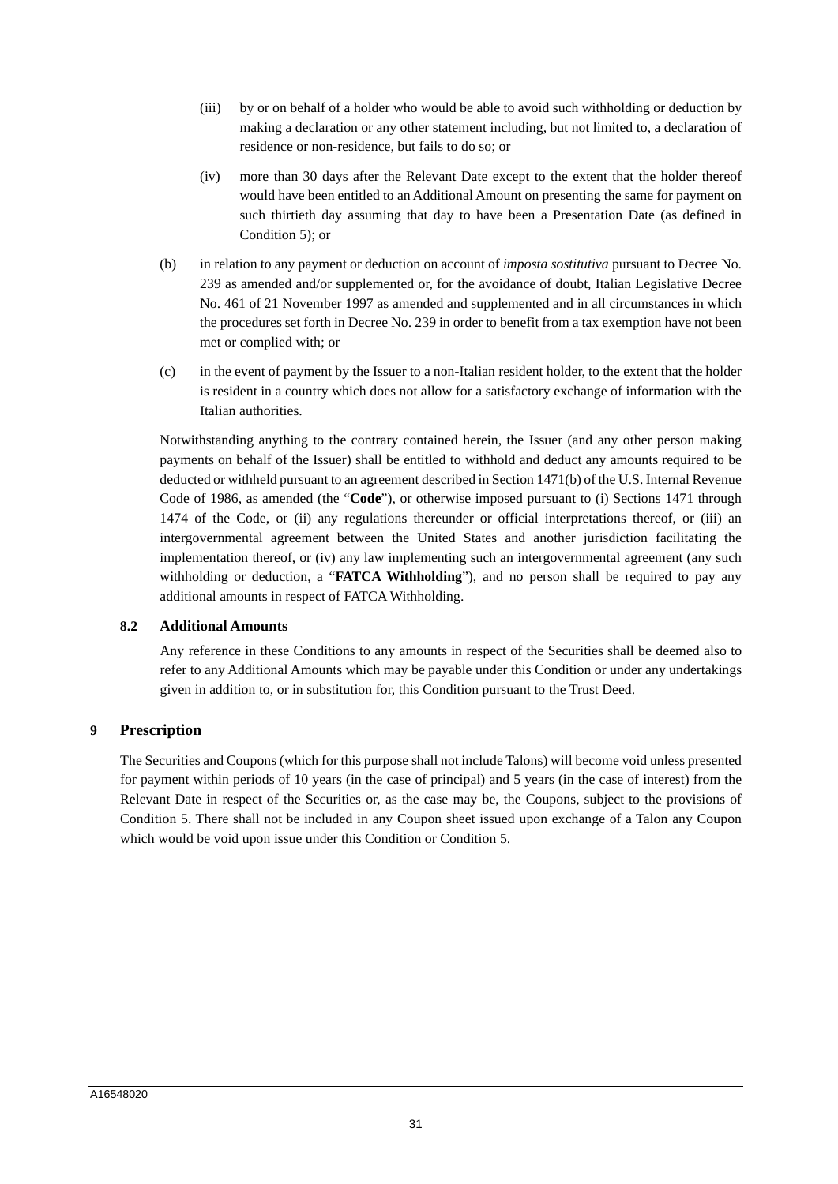(iii) by or on behalf of a holder who would be able to avoid such withholding or deduction by making a declaration or any other statement including, but not limited to, a declaration of residence or non-residence, but fails to do so; or

(iv) more than 30 days after the Relevant Date except to the extent that the holder thereof would have been entitled to an Additional Amount on presenting the same for payment on such thirtieth day assuming that day to have been a Presentation Date (as defined in Condition 5); or

(b) in relation to any payment or deduction on account of *imposta sostitutiva* pursuant to Decree No. 239 as amended and/or supplemented or, for the avoidance of doubt, Italian Legislative Decree No. 461 of 21 November 1997 as amended and supplemented and in all circumstances in which the procedures set forth in Decree No. 239 in order to benefit from a tax exemption have not been met or complied with; or

(c) in the event of payment by the Issuer to a non-Italian resident holder, to the extent that the holder is resident in a country which does not allow for a satisfactory exchange of information with the Italian authorities.

Notwithstanding anything to the contrary contained herein, the Issuer (and any other person making payments on behalf of the Issuer) shall be entitled to withhold and deduct any amounts required to be deducted or withheld pursuant to an agreement described in Section 1471(b) of the U.S. Internal Revenue Code of 1986, as amended (the "**Code**"), or otherwise imposed pursuant to (i) Sections 1471 through 1474 of the Code, or (ii) any regulations thereunder or official interpretations thereof, or (iii) an intergovernmental agreement between the United States and another jurisdiction facilitating the implementation thereof, or (iv) any law implementing such an intergovernmental agreement (any such withholding or deduction, a "**FATCA Withholding**"), and no person shall be required to pay any additional amounts in respect of FATCA Withholding.

### 8.2 Additional Amounts

Any reference in these Conditions to any amounts in respect of the Securities shall be deemed also to refer to any Additional Amounts which may be payable under this Condition or under any undertakings given in addition to, or in substitution for, this Condition pursuant to the Trust Deed.

## 9 Prescription

The Securities and Coupons (which for this purpose shall not include Talons) will become void unless presented for payment within periods of 10 years (in the case of principal) and 5 years (in the case of interest) from the Relevant Date in respect of the Securities or, as the case may be, the Coupons, subject to the provisions of Condition 5. There shall not be included in any Coupon sheet issued upon exchange of a Talon any Coupon which would be void upon issue under this Condition or Condition 5.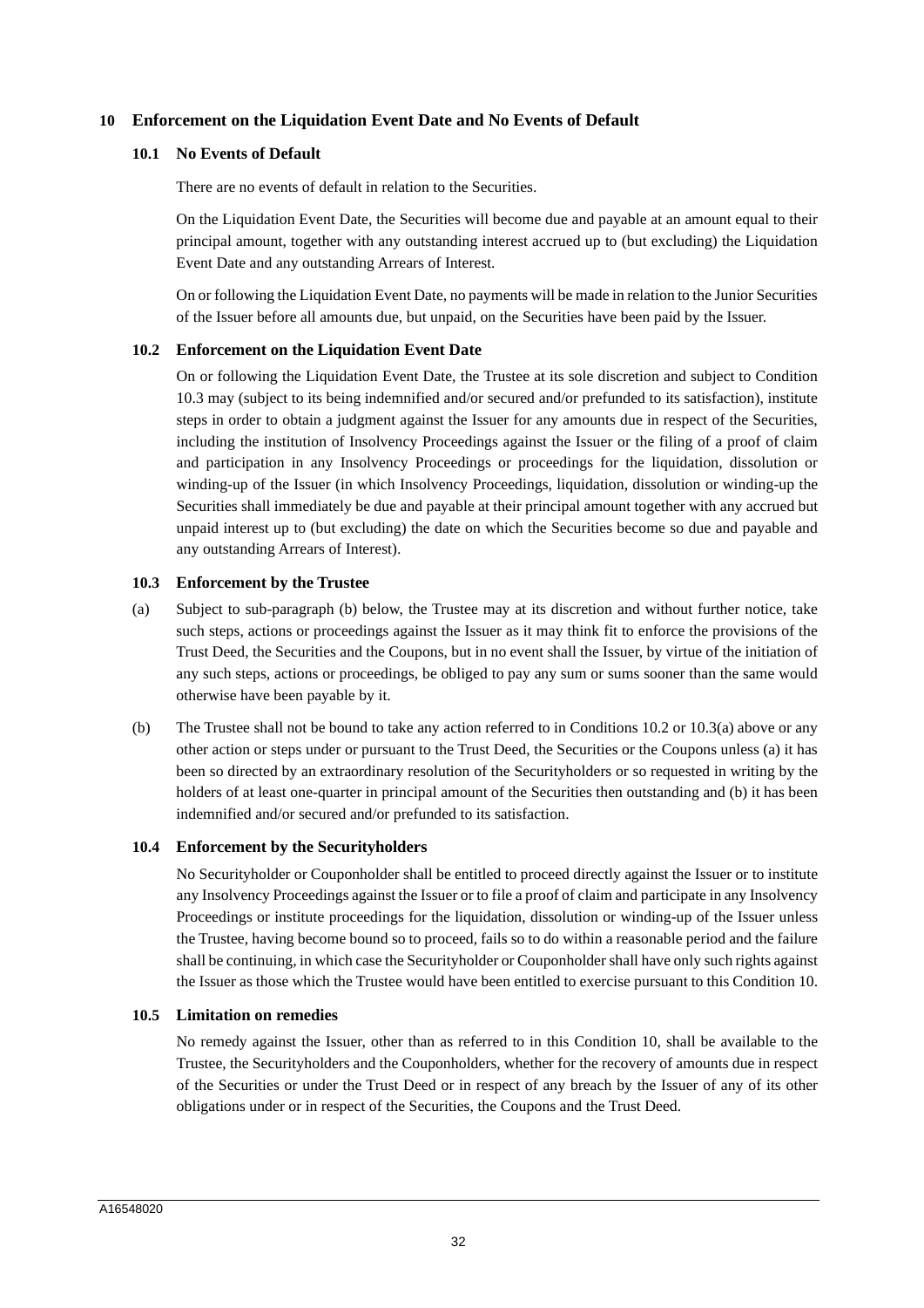## 10 Enforcement on the Liquidation Event Date and No Events of Default

### 10.1 No Events of Default

There are no events of default in relation to the Securities.

On the Liquidation Event Date, the Securities will become due and payable at an amount equal to their principal amount, together with any outstanding interest accrued up to (but excluding) the Liquidation Event Date and any outstanding Arrears of Interest.

On or following the Liquidation Event Date, no payments will be made in relation to the Junior Securities of the Issuer before all amounts due, but unpaid, on the Securities have been paid by the Issuer.

### 10.2 Enforcement on the Liquidation Event Date

On or following the Liquidation Event Date, the Trustee at its sole discretion and subject to Condition 10.3 may (subject to its being indemnified and/or secured and/or prefunded to its satisfaction), institute steps in order to obtain a judgment against the Issuer for any amounts due in respect of the Securities, including the institution of Insolvency Proceedings against the Issuer or the filing of a proof of claim and participation in any Insolvency Proceedings or proceedings for the liquidation, dissolution or winding-up of the Issuer (in which Insolvency Proceedings, liquidation, dissolution or winding-up the Securities shall immediately be due and payable at their principal amount together with any accrued but unpaid interest up to (but excluding) the date on which the Securities become so due and payable and any outstanding Arrears of Interest).

### 10.3 Enforcement by the Trustee

(a) Subject to sub-paragraph (b) below, the Trustee may at its discretion and without further notice, take such steps, actions or proceedings against the Issuer as it may think fit to enforce the provisions of the Trust Deed, the Securities and the Coupons, but in no event shall the Issuer, by virtue of the initiation of any such steps, actions or proceedings, be obliged to pay any sum or sums sooner than the same would otherwise have been payable by it.

(b) The Trustee shall not be bound to take any action referred to in Conditions 10.2 or 10.3(a) above or any other action or steps under or pursuant to the Trust Deed, the Securities or the Coupons unless (a) it has been so directed by an extraordinary resolution of the Securityholders or so requested in writing by the holders of at least one-quarter in principal amount of the Securities then outstanding and (b) it has been indemnified and/or secured and/or prefunded to its satisfaction.

### 10.4 Enforcement by the Securityholders

No Securityholder or Couponholder shall be entitled to proceed directly against the Issuer or to institute any Insolvency Proceedings against the Issuer or to file a proof of claim and participate in any Insolvency Proceedings or institute proceedings for the liquidation, dissolution or winding-up of the Issuer unless the Trustee, having become bound so to proceed, fails so to do within a reasonable period and the failure shall be continuing, in which case the Securityholder or Couponholder shall have only such rights against the Issuer as those which the Trustee would have been entitled to exercise pursuant to this Condition 10.

### 10.5 Limitation on remedies

No remedy against the Issuer, other than as referred to in this Condition 10, shall be available to the Trustee, the Securityholders and the Couponholders, whether for the recovery of amounts due in respect of the Securities or under the Trust Deed or in respect of any breach by the Issuer of any of its other obligations under or in respect of the Securities, the Coupons and the Trust Deed.

A16548020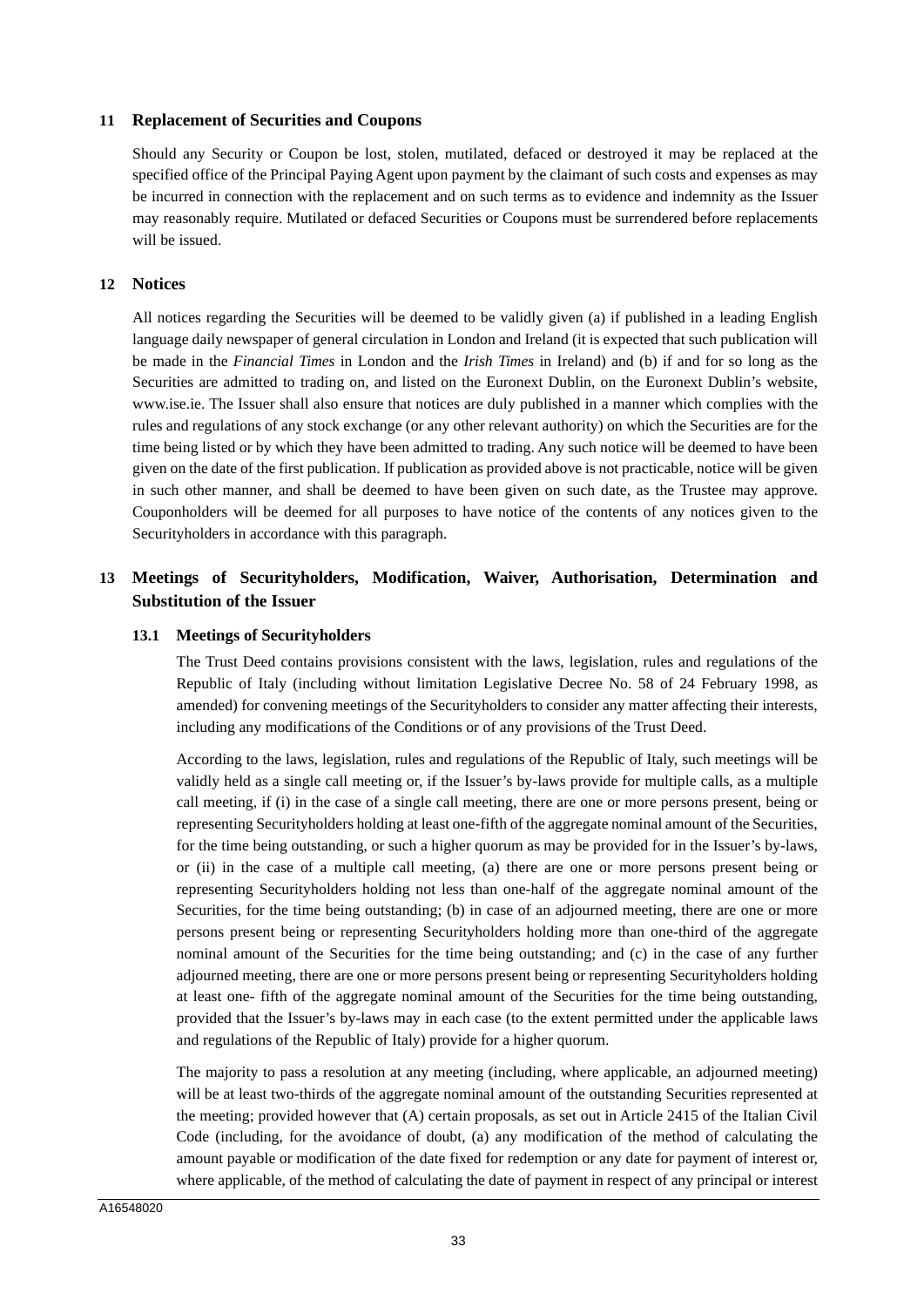## 11 Replacement of Securities and Coupons

Should any Security or Coupon be lost, stolen, mutilated, defaced or destroyed it may be replaced at the specified office of the Principal Paying Agent upon payment by the claimant of such costs and expenses as may be incurred in connection with the replacement and on such terms as to evidence and indemnity as the Issuer may reasonably require. Mutilated or defaced Securities or Coupons must be surrendered before replacements will be issued.

## 12 Notices

All notices regarding the Securities will be deemed to be validly given (a) if published in a leading English language daily newspaper of general circulation in London and Ireland (it is expected that such publication will be made in the *Financial Times* in London and the *Irish Times* in Ireland) and (b) if and for so long as the Securities are admitted to trading on, and listed on the Euronext Dublin, on the Euronext Dublin's website, www.ise.ie. The Issuer shall also ensure that notices are duly published in a manner which complies with the rules and regulations of any stock exchange (or any other relevant authority) on which the Securities are for the time being listed or by which they have been admitted to trading. Any such notice will be deemed to have been given on the date of the first publication. If publication as provided above is not practicable, notice will be given in such other manner, and shall be deemed to have been given on such date, as the Trustee may approve. Couponholders will be deemed for all purposes to have notice of the contents of any notices given to the Securityholders in accordance with this paragraph.

## 13 Meetings of Securityholders, Modification, Waiver, Authorisation, Determination and Substitution of the Issuer

### 13.1 Meetings of Securityholders

The Trust Deed contains provisions consistent with the laws, legislation, rules and regulations of the Republic of Italy (including without limitation Legislative Decree No. 58 of 24 February 1998, as amended) for convening meetings of the Securityholders to consider any matter affecting their interests, including any modifications of the Conditions or of any provisions of the Trust Deed.

According to the laws, legislation, rules and regulations of the Republic of Italy, such meetings will be validly held as a single call meeting or, if the Issuer's by-laws provide for multiple calls, as a multiple call meeting, if (i) in the case of a single call meeting, there are one or more persons present, being or representing Securityholders holding at least one-fifth of the aggregate nominal amount of the Securities, for the time being outstanding, or such a higher quorum as may be provided for in the Issuer's by-laws, or (ii) in the case of a multiple call meeting, (a) there are one or more persons present being or representing Securityholders holding not less than one-half of the aggregate nominal amount of the Securities, for the time being outstanding; (b) in case of an adjourned meeting, there are one or more persons present being or representing Securityholders holding more than one-third of the aggregate nominal amount of the Securities for the time being outstanding; and (c) in the case of any further adjourned meeting, there are one or more persons present being or representing Securityholders holding at least one- fifth of the aggregate nominal amount of the Securities for the time being outstanding, provided that the Issuer's by-laws may in each case (to the extent permitted under the applicable laws and regulations of the Republic of Italy) provide for a higher quorum.

The majority to pass a resolution at any meeting (including, where applicable, an adjourned meeting) will be at least two-thirds of the aggregate nominal amount of the outstanding Securities represented at the meeting; provided however that (A) certain proposals, as set out in Article 2415 of the Italian Civil Code (including, for the avoidance of doubt, (a) any modification of the method of calculating the amount payable or modification of the date fixed for redemption or any date for payment of interest or, where applicable, of the method of calculating the date of payment in respect of any principal or interest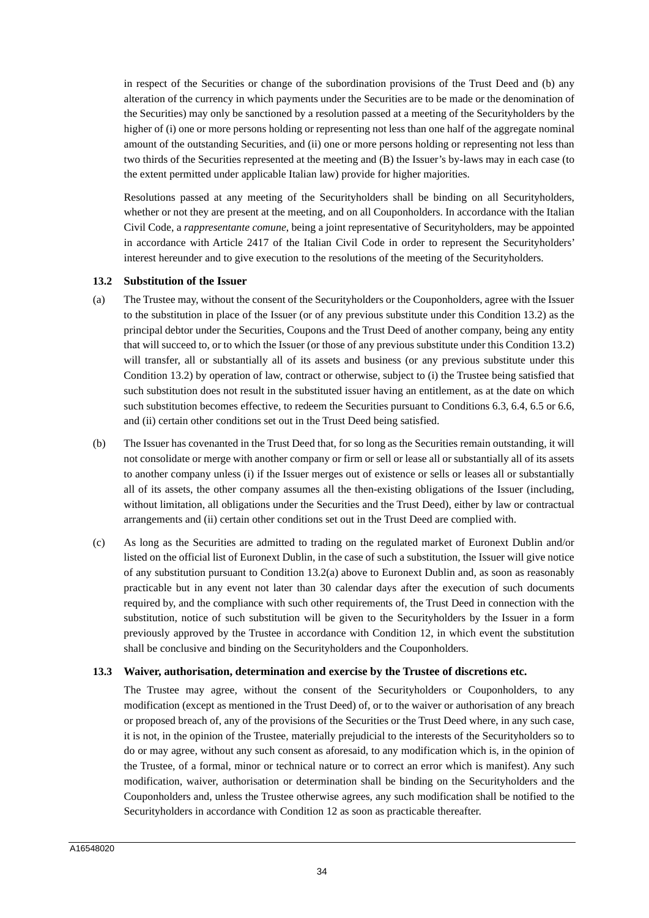in respect of the Securities or change of the subordination provisions of the Trust Deed and (b) any alteration of the currency in which payments under the Securities are to be made or the denomination of the Securities) may only be sanctioned by a resolution passed at a meeting of the Securityholders by the higher of (i) one or more persons holding or representing not less than one half of the aggregate nominal amount of the outstanding Securities, and (ii) one or more persons holding or representing not less than two thirds of the Securities represented at the meeting and (B) the Issuer's by-laws may in each case (to the extent permitted under applicable Italian law) provide for higher majorities.

Resolutions passed at any meeting of the Securityholders shall be binding on all Securityholders, whether or not they are present at the meeting, and on all Couponholders. In accordance with the Italian Civil Code, a *rappresentante comune*, being a joint representative of Securityholders, may be appointed in accordance with Article 2417 of the Italian Civil Code in order to represent the Securityholders' interest hereunder and to give execution to the resolutions of the meeting of the Securityholders.

### 13.2 Substitution of the Issuer

(a) The Trustee may, without the consent of the Securityholders or the Couponholders, agree with the Issuer to the substitution in place of the Issuer (or of any previous substitute under this Condition 13.2) as the principal debtor under the Securities, Coupons and the Trust Deed of another company, being any entity that will succeed to, or to which the Issuer (or those of any previous substitute under this Condition 13.2) will transfer, all or substantially all of its assets and business (or any previous substitute under this Condition 13.2) by operation of law, contract or otherwise, subject to (i) the Trustee being satisfied that such substitution does not result in the substituted issuer having an entitlement, as at the date on which such substitution becomes effective, to redeem the Securities pursuant to Conditions 6.3, 6.4, 6.5 or 6.6, and (ii) certain other conditions set out in the Trust Deed being satisfied.

(b) The Issuer has covenanted in the Trust Deed that, for so long as the Securities remain outstanding, it will not consolidate or merge with another company or firm or sell or lease all or substantially all of its assets to another company unless (i) if the Issuer merges out of existence or sells or leases all or substantially all of its assets, the other company assumes all the then-existing obligations of the Issuer (including, without limitation, all obligations under the Securities and the Trust Deed), either by law or contractual arrangements and (ii) certain other conditions set out in the Trust Deed are complied with.

(c) As long as the Securities are admitted to trading on the regulated market of Euronext Dublin and/or listed on the official list of Euronext Dublin, in the case of such a substitution, the Issuer will give notice of any substitution pursuant to Condition 13.2(a) above to Euronext Dublin and, as soon as reasonably practicable but in any event not later than 30 calendar days after the execution of such documents required by, and the compliance with such other requirements of, the Trust Deed in connection with the substitution, notice of such substitution will be given to the Securityholders by the Issuer in a form previously approved by the Trustee in accordance with Condition 12, in which event the substitution shall be conclusive and binding on the Securityholders and the Couponholders.

### 13.3 Waiver, authorisation, determination and exercise by the Trustee of discretions etc.

The Trustee may agree, without the consent of the Securityholders or Couponholders, to any modification (except as mentioned in the Trust Deed) of, or to the waiver or authorisation of any breach or proposed breach of, any of the provisions of the Securities or the Trust Deed where, in any such case, it is not, in the opinion of the Trustee, materially prejudicial to the interests of the Securityholders so to do or may agree, without any such consent as aforesaid, to any modification which is, in the opinion of the Trustee, of a formal, minor or technical nature or to correct an error which is manifest). Any such modification, waiver, authorisation or determination shall be binding on the Securityholders and the Couponholders and, unless the Trustee otherwise agrees, any such modification shall be notified to the Securityholders in accordance with Condition 12 as soon as practicable thereafter.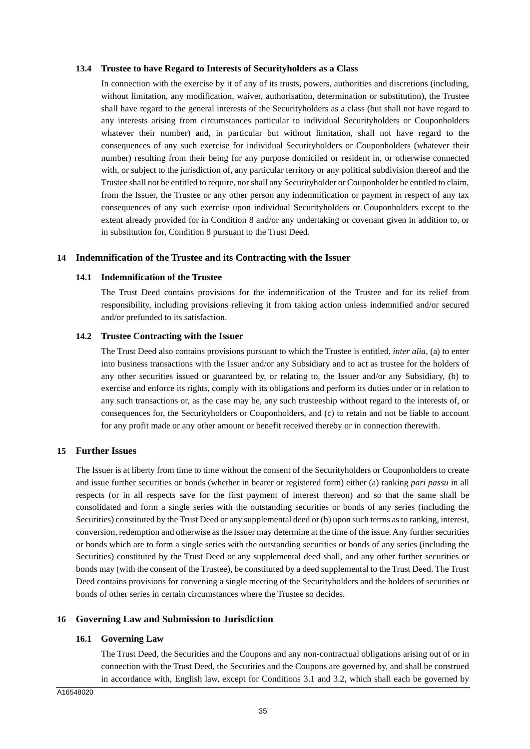### 13.4 Trustee to have Regard to Interests of Securityholders as a Class

In connection with the exercise by it of any of its trusts, powers, authorities and discretions (including, without limitation, any modification, waiver, authorisation, determination or substitution), the Trustee shall have regard to the general interests of the Securityholders as a class (but shall not have regard to any interests arising from circumstances particular to individual Securityholders or Couponholders whatever their number) and, in particular but without limitation, shall not have regard to the consequences of any such exercise for individual Securityholders or Couponholders (whatever their number) resulting from their being for any purpose domiciled or resident in, or otherwise connected with, or subject to the jurisdiction of, any particular territory or any political subdivision thereof and the Trustee shall not be entitled to require, nor shall any Securityholder or Couponholder be entitled to claim, from the Issuer, the Trustee or any other person any indemnification or payment in respect of any tax consequences of any such exercise upon individual Securityholders or Couponholders except to the extent already provided for in Condition 8 and/or any undertaking or covenant given in addition to, or in substitution for, Condition 8 pursuant to the Trust Deed.

## 14 Indemnification of the Trustee and its Contracting with the Issuer

### 14.1 Indemnification of the Trustee

The Trust Deed contains provisions for the indemnification of the Trustee and for its relief from responsibility, including provisions relieving it from taking action unless indemnified and/or secured and/or prefunded to its satisfaction.

### 14.2 Trustee Contracting with the Issuer

The Trust Deed also contains provisions pursuant to which the Trustee is entitled, *inter alia*, (a) to enter into business transactions with the Issuer and/or any Subsidiary and to act as trustee for the holders of any other securities issued or guaranteed by, or relating to, the Issuer and/or any Subsidiary, (b) to exercise and enforce its rights, comply with its obligations and perform its duties under or in relation to any such transactions or, as the case may be, any such trusteeship without regard to the interests of, or consequences for, the Securityholders or Couponholders, and (c) to retain and not be liable to account for any profit made or any other amount or benefit received thereby or in connection therewith.

## 15 Further Issues

The Issuer is at liberty from time to time without the consent of the Securityholders or Couponholders to create and issue further securities or bonds (whether in bearer or registered form) either (a) ranking *pari passu* in all respects (or in all respects save for the first payment of interest thereon) and so that the same shall be consolidated and form a single series with the outstanding securities or bonds of any series (including the Securities) constituted by the Trust Deed or any supplemental deed or (b) upon such terms as to ranking, interest, conversion, redemption and otherwise as the Issuer may determine at the time of the issue. Any further securities or bonds which are to form a single series with the outstanding securities or bonds of any series (including the Securities) constituted by the Trust Deed or any supplemental deed shall, and any other further securities or bonds may (with the consent of the Trustee), be constituted by a deed supplemental to the Trust Deed. The Trust Deed contains provisions for convening a single meeting of the Securityholders and the holders of securities or bonds of other series in certain circumstances where the Trustee so decides.

## 16 Governing Law and Submission to Jurisdiction

### 16.1 Governing Law

The Trust Deed, the Securities and the Coupons and any non-contractual obligations arising out of or in connection with the Trust Deed, the Securities and the Coupons are governed by, and shall be construed in accordance with, English law, except for Conditions 3.1 and 3.2, which shall each be governed by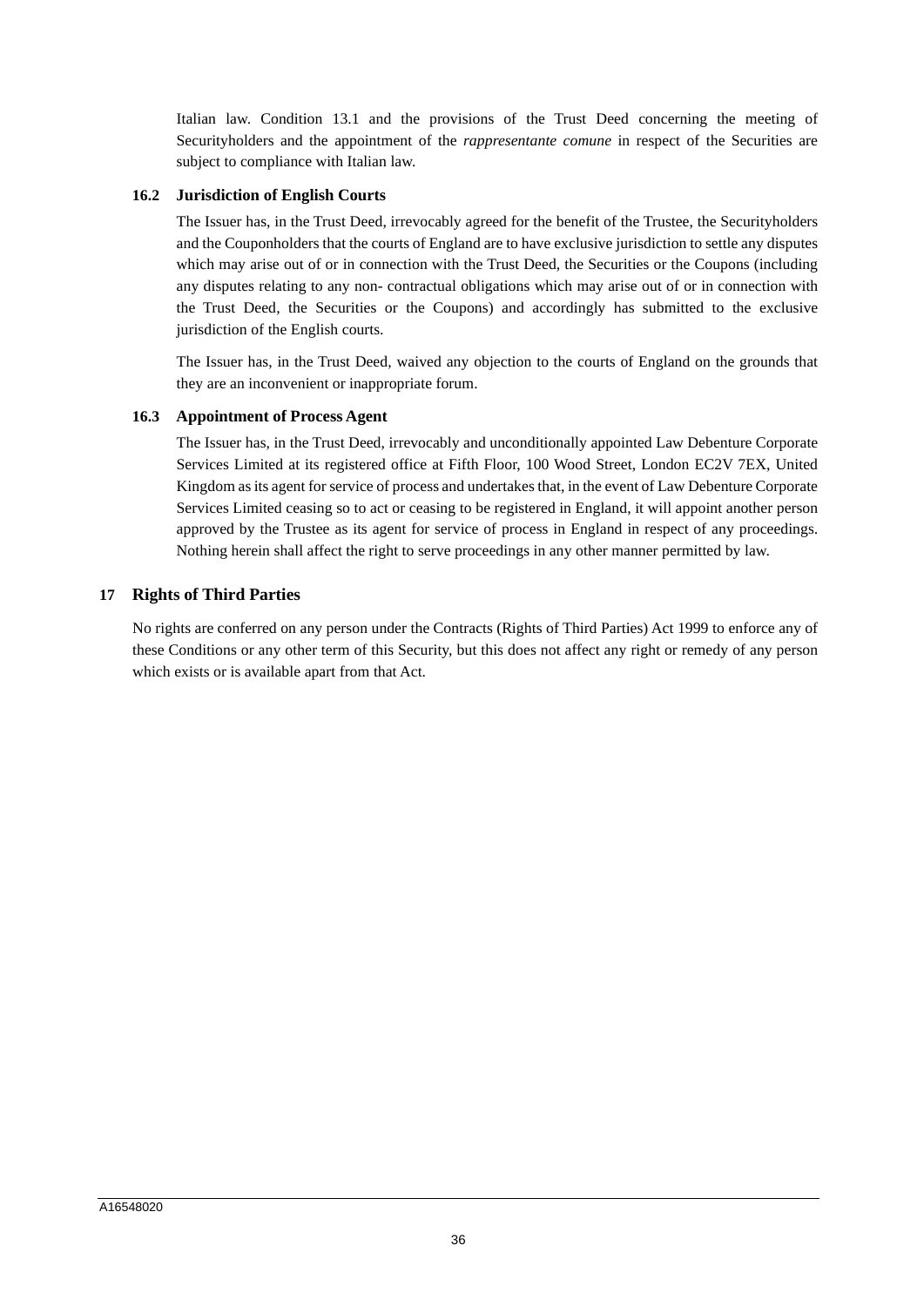Italian law. Condition 13.1 and the provisions of the Trust Deed concerning the meeting of Securityholders and the appointment of the *rappresentante comune* in respect of the Securities are subject to compliance with Italian law.

### 16.2 Jurisdiction of English Courts

The Issuer has, in the Trust Deed, irrevocably agreed for the benefit of the Trustee, the Securityholders and the Couponholders that the courts of England are to have exclusive jurisdiction to settle any disputes which may arise out of or in connection with the Trust Deed, the Securities or the Coupons (including any disputes relating to any non- contractual obligations which may arise out of or in connection with the Trust Deed, the Securities or the Coupons) and accordingly has submitted to the exclusive jurisdiction of the English courts.

The Issuer has, in the Trust Deed, waived any objection to the courts of England on the grounds that they are an inconvenient or inappropriate forum.

### 16.3 Appointment of Process Agent

The Issuer has, in the Trust Deed, irrevocably and unconditionally appointed Law Debenture Corporate Services Limited at its registered office at Fifth Floor, 100 Wood Street, London EC2V 7EX, United Kingdom as its agent for service of process and undertakes that, in the event of Law Debenture Corporate Services Limited ceasing so to act or ceasing to be registered in England, it will appoint another person approved by the Trustee as its agent for service of process in England in respect of any proceedings. Nothing herein shall affect the right to serve proceedings in any other manner permitted by law.

## 17 Rights of Third Parties

No rights are conferred on any person under the Contracts (Rights of Third Parties) Act 1999 to enforce any of these Conditions or any other term of this Security, but this does not affect any right or remedy of any person which exists or is available apart from that Act.

A16548020